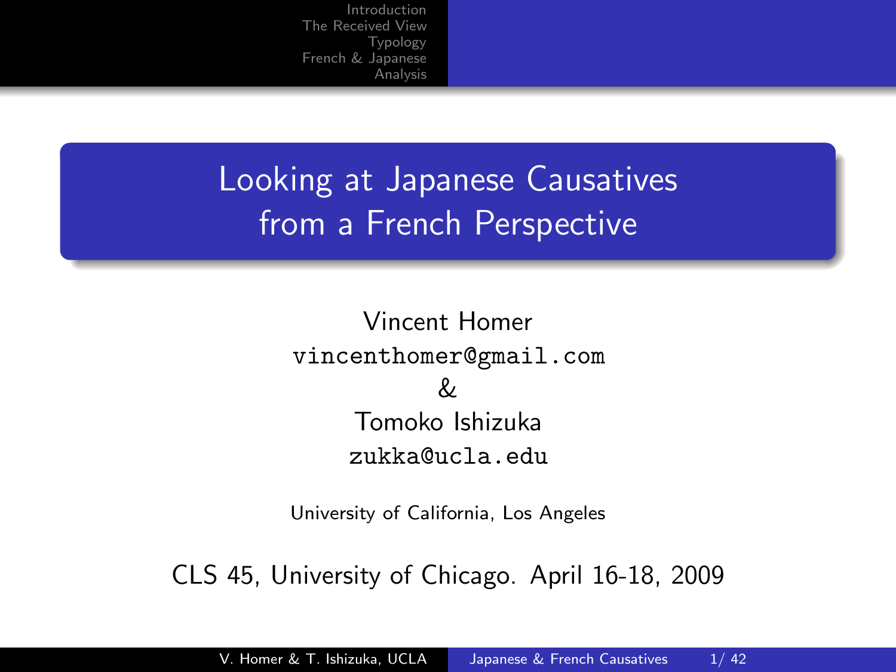# Looking at Japanese Causatives from a French Perspective

Vincent Homer
vincenthomer@gmail.com
&
Tomoko Ishizuka
zukka@ucla.edu

University of California, Los Angeles

CLS 45, University of Chicago. April 16-18, 2009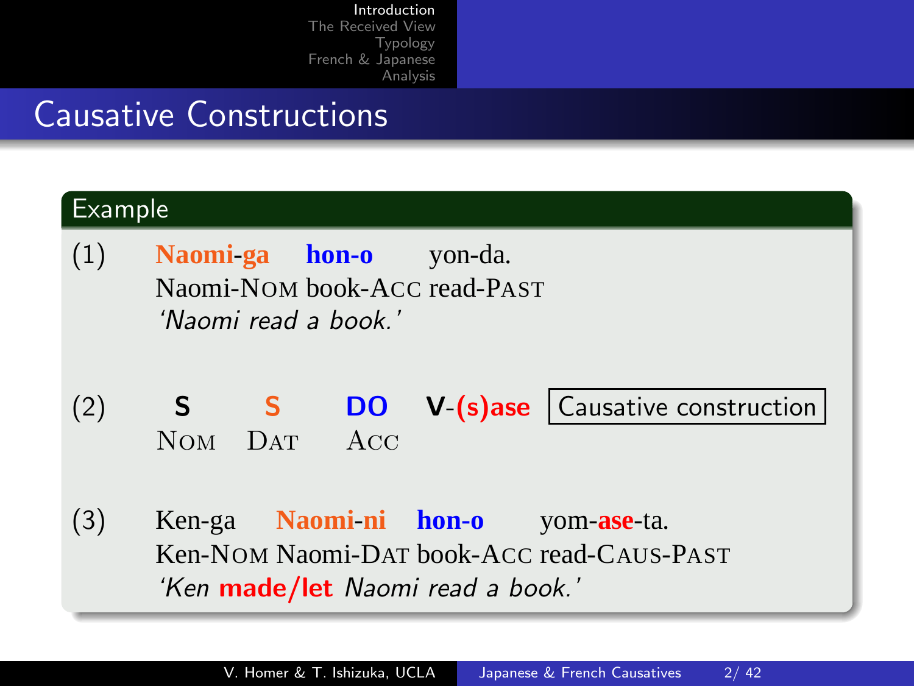# Causative Constructions

## Example

(1) **Naomi-ga** **hon-o** yon-da.
Naomi-NOM book-ACC read-PAST
*'Naomi read a book.'*

(2) **S** **S** **DO** **V-(s)ase** Causative construction
NOM DAT ACC

(3) Ken-ga **Naomi-ni** **hon-o** yom-**ase**-ta.
Ken-NOM Naomi-DAT book-ACC read-CAUS-PAST
*'Ken **made/let** Naomi read a book.'*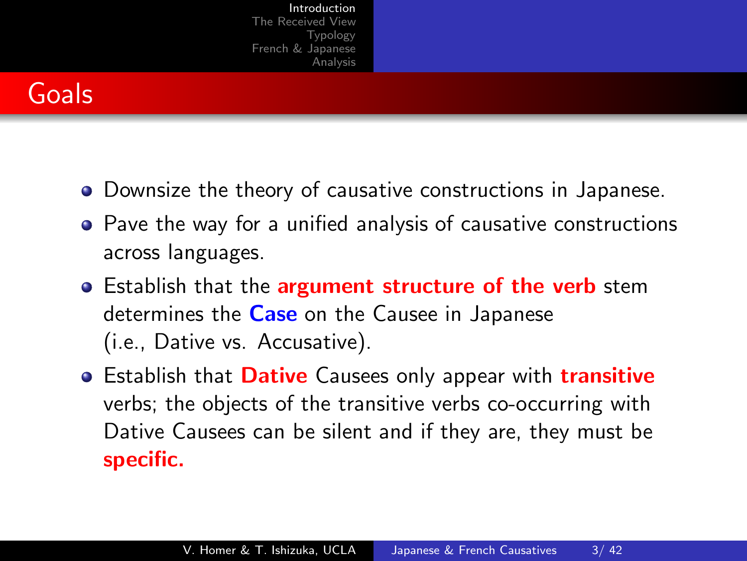# Goals

- Downsize the theory of causative constructions in Japanese.
- Pave the way for a unified analysis of causative constructions across languages.
- Establish that the **argument structure of the verb** stem determines the **Case** on the Causee in Japanese (i.e., Dative vs. Accusative).
- Establish that **Dative** Causees only appear with **transitive** verbs; the objects of the transitive verbs co-occurring with Dative Causees can be silent and if they are, they must be **specific.**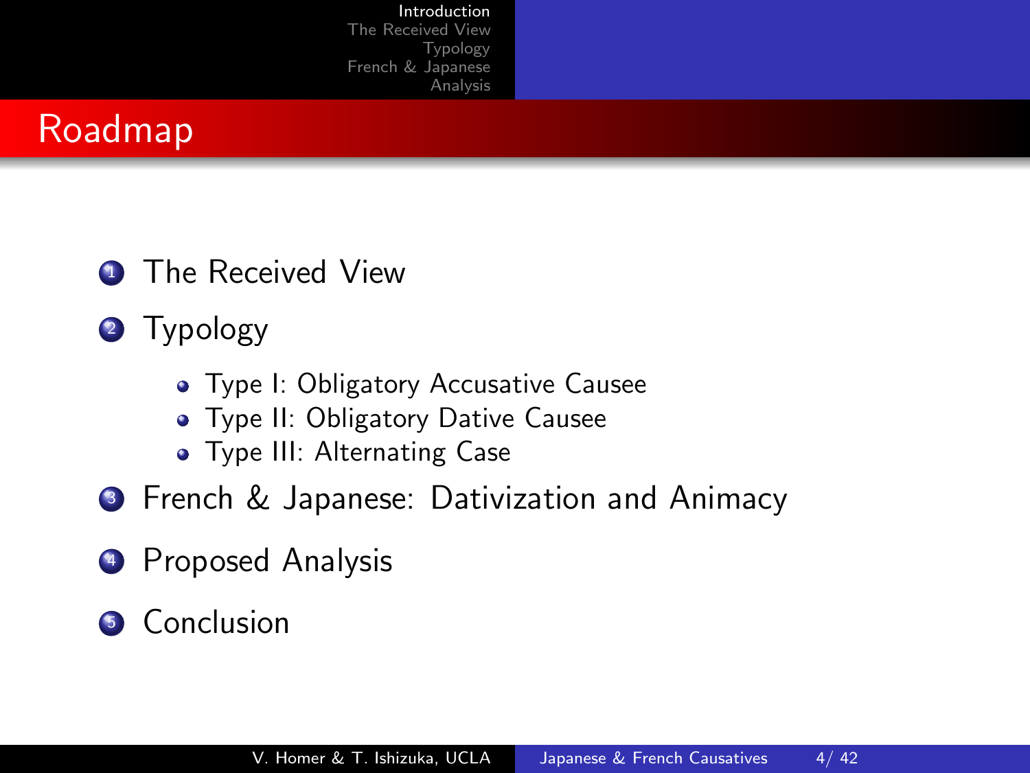# Roadmap

1. The Received View
2. Typology
   - Type I: Obligatory Accusative Causee
   - Type II: Obligatory Dative Causee
   - Type III: Alternating Case
3. French & Japanese: Dativization and Animacy
4. Proposed Analysis
5. Conclusion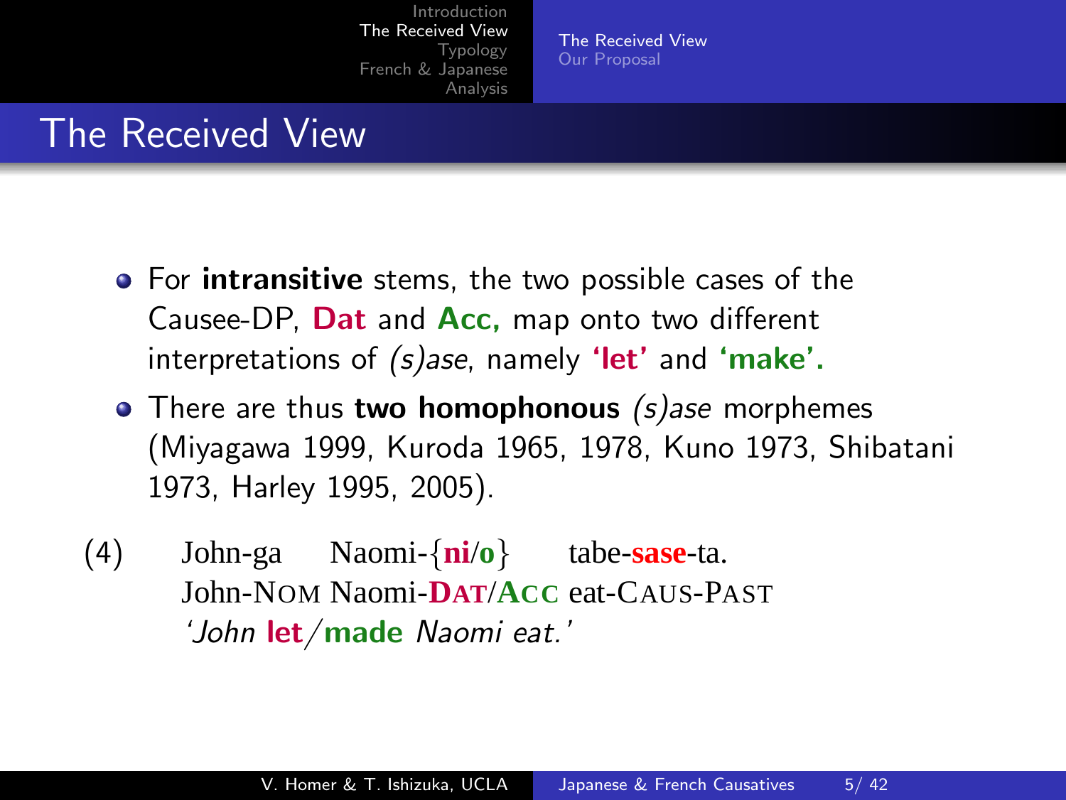# The Received View

- For **intransitive** stems, the two possible cases of the Causee-DP, **Dat** and **Acc,** map onto two different interpretations of *(s)ase*, namely **'let'** and **'make'.**
- There are thus **two homophonous** *(s)ase* morphemes (Miyagawa 1999, Kuroda 1965, 1978, Kuno 1973, Shibatani 1973, Harley 1995, 2005).

(4) John-ga Naomi-{**ni**/**o**} tabe-**sase**-ta.
John-NOM Naomi-**DAT**/**ACC** eat-CAUS-PAST
*'John **let**/**made** Naomi eat.'*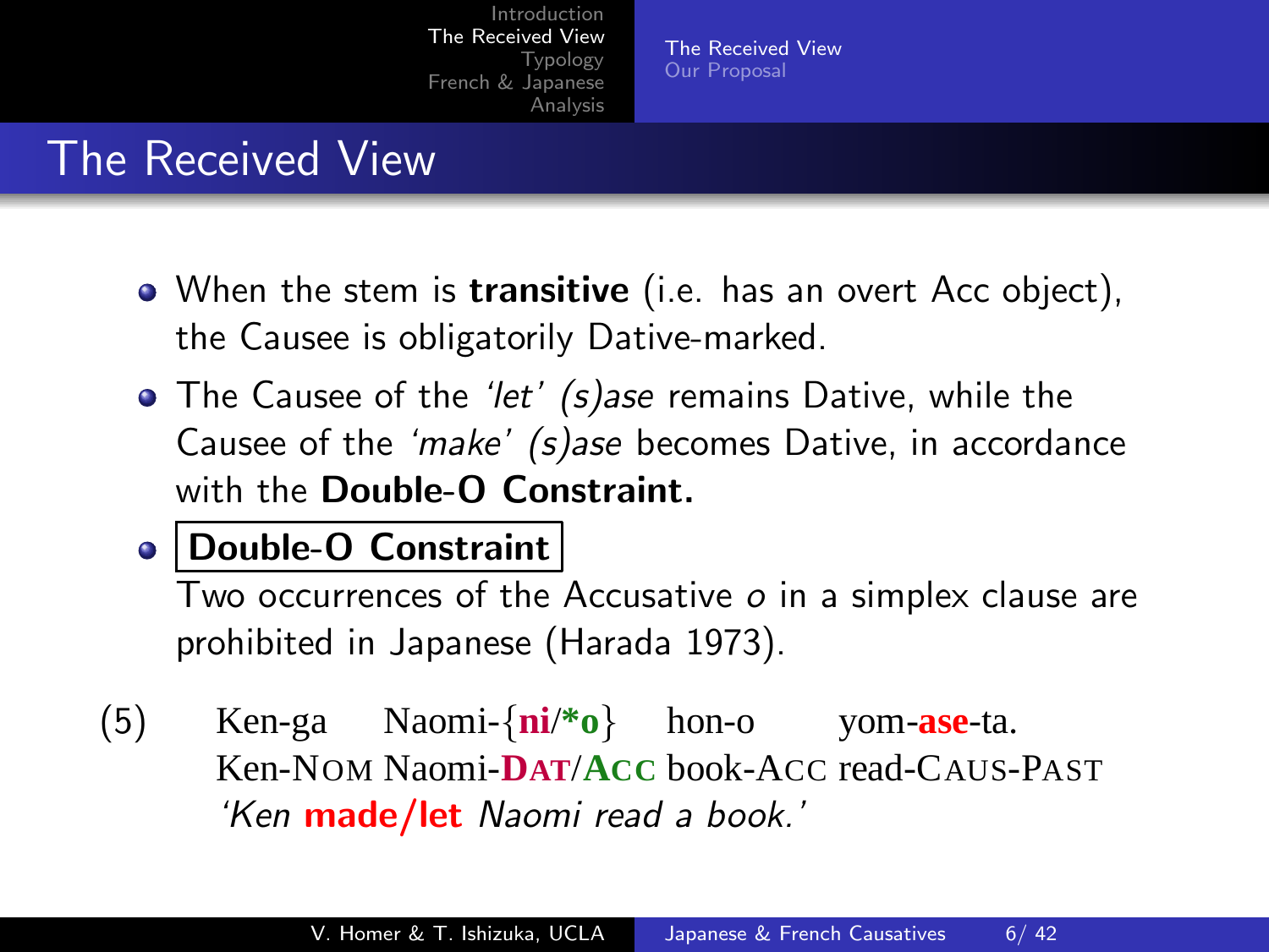# The Received View

- When the stem is **transitive** (i.e. has an overt Acc object), the Causee is obligatorily Dative-marked.
- The Causee of the *'let' (s)ase* remains Dative, while the Causee of the *'make' (s)ase* becomes Dative, in accordance with the **Double-O Constraint.**
- **Double-O Constraint**
  Two occurrences of the Accusative *o* in a simplex clause are prohibited in Japanese (Harada 1973).

(5) Ken-ga Naomi-{**ni**/***o**} hon-o yom-**ase**-ta.
Ken-NOM Naomi-**DAT**/**ACC** book-ACC read-CAUS-PAST
*'Ken* ***made/let*** *Naomi read a book.'*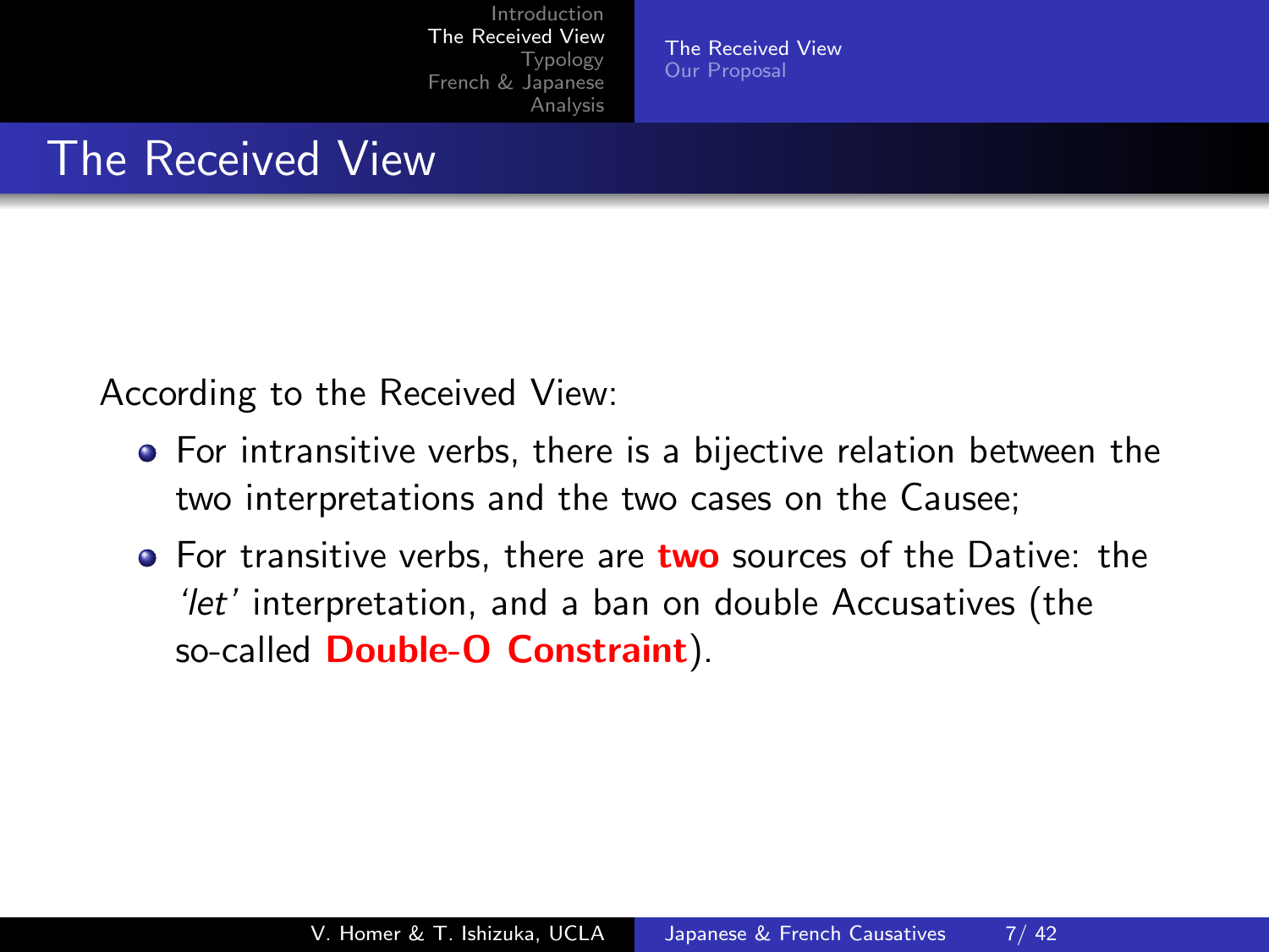# The Received View

According to the Received View:

- For intransitive verbs, there is a bijective relation between the two interpretations and the two cases on the Causee;
- For transitive verbs, there are **two** sources of the Dative: the *'let'* interpretation, and a ban on double Accusatives (the so-called **Double-O Constraint**).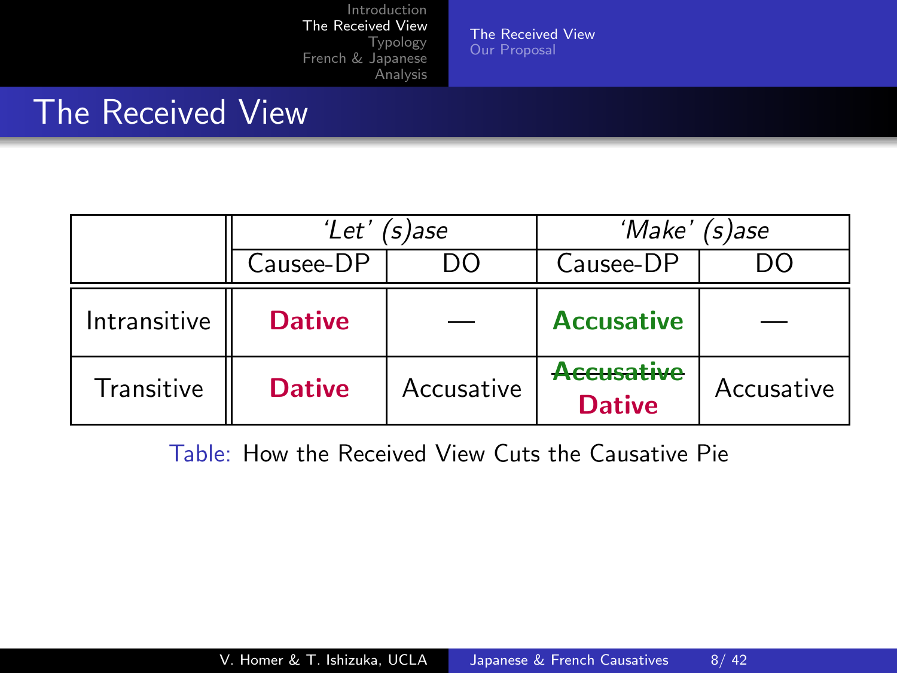# The Received View

| | *'Let' (s)ase* | | *'Make' (s)ase* | |
|---|---|---|---|---|
| | Causee-DP | DO | Causee-DP | DO |
| Intransitive | **Dative** | — | **Accusative** | — |
| Transitive | **Dative** | Accusative | ~~**Accusative**~~ **Dative** | Accusative |

Table: How the Received View Cuts the Causative Pie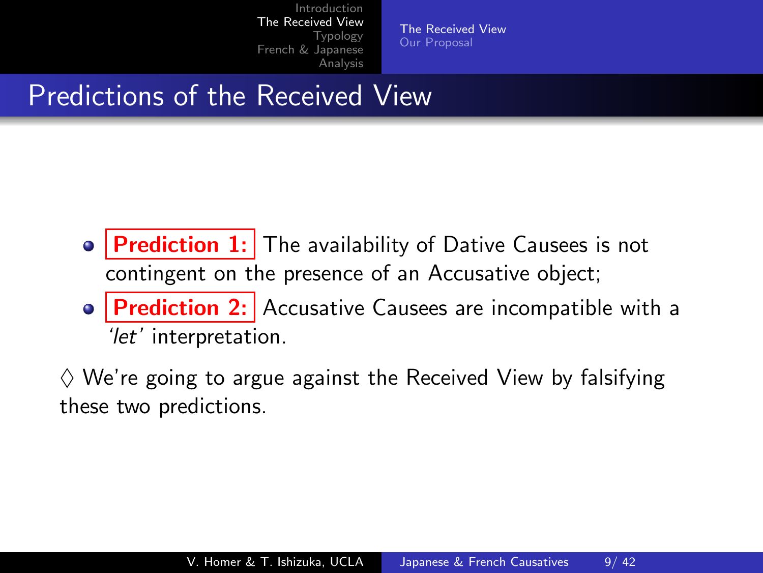# Predictions of the Received View

- **Prediction 1:** The availability of Dative Causees is not contingent on the presence of an Accusative object;
- **Prediction 2:** Accusative Causees are incompatible with a *'let'* interpretation.

♢ We're going to argue against the Received View by falsifying these two predictions.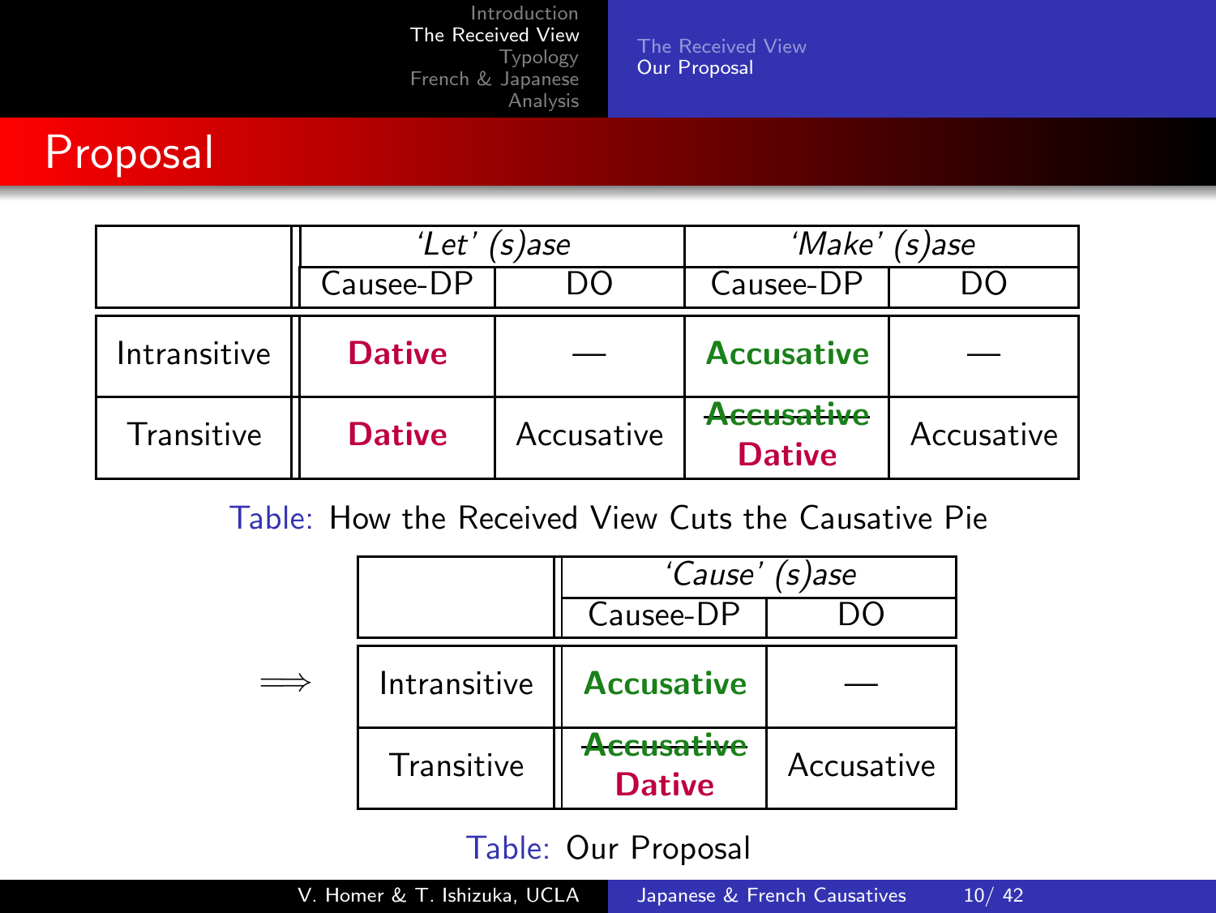# Proposal

| | 'Let' (s)ase | | 'Make' (s)ase | |
|---|---|---|---|---|
| | Causee-DP | DO | Causee-DP | DO |
| Intransitive | **Dative** | — | **Accusative** | — |
| Transitive | **Dative** | Accusative | ~~Accusative~~ **Dative** | Accusative |

Table: How the Received View Cuts the Causative Pie

⟹

| | 'Cause' (s)ase | |
|---|---|---|
| | Causee-DP | DO |
| Intransitive | **Accusative** | — |
| Transitive | ~~Accusative~~ **Dative** | Accusative |

Table: Our Proposal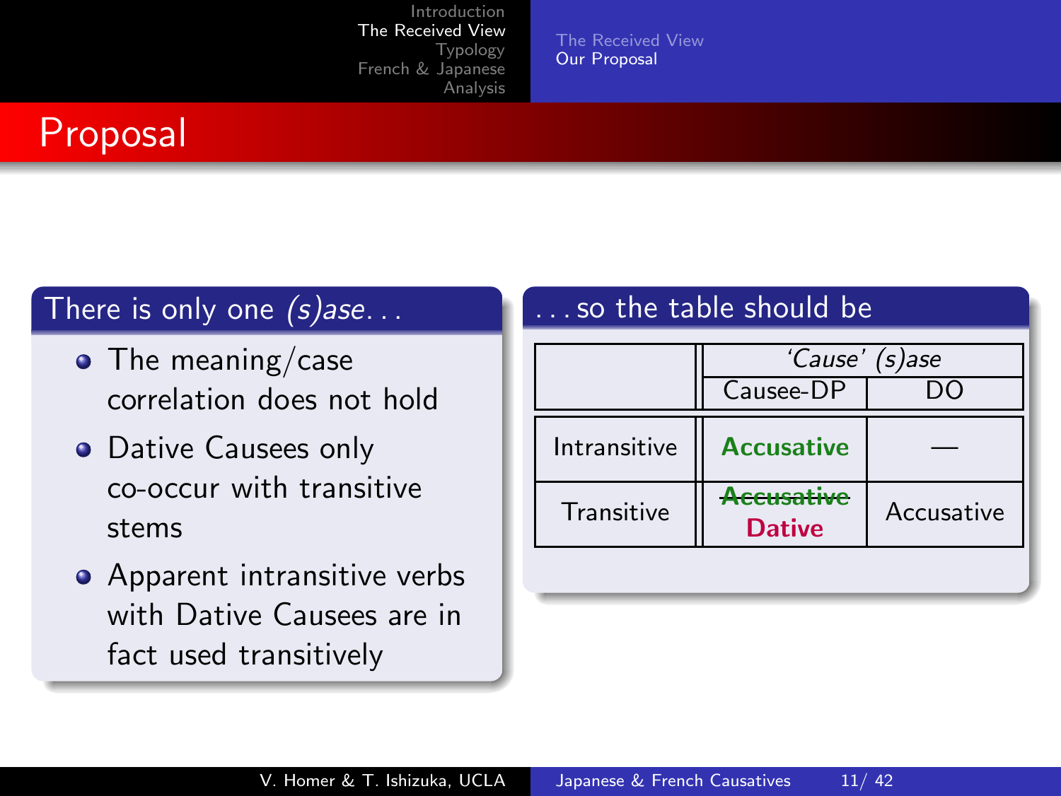# Proposal

## There is only one *(s)ase*...

- The meaning/case correlation does not hold
- Dative Causees only co-occur with transitive stems
- Apparent intransitive verbs with Dative Causees are in fact used transitively

## ...so the table should be

| | *'Cause' (s)ase* | |
|---|---|---|
| | Causee-DP | DO |
| Intransitive | **Accusative** | — |
| Transitive | ~~**Accusative**~~ **Dative** | Accusative |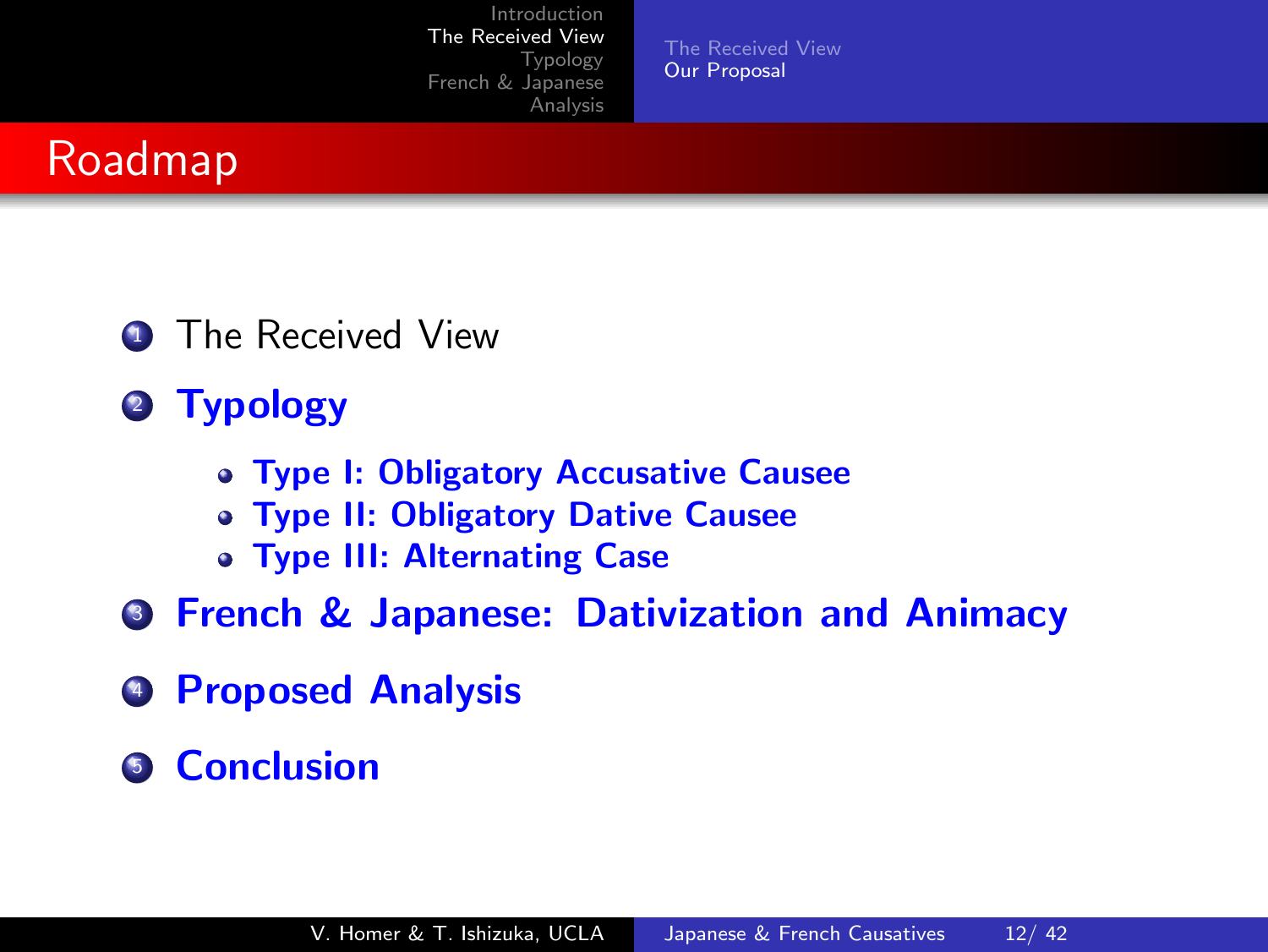# Roadmap

1. The Received View
2. **Typology**
   - **Type I: Obligatory Accusative Causee**
   - **Type II: Obligatory Dative Causee**
   - **Type III: Alternating Case**
3. **French & Japanese: Dativization and Animacy**
4. **Proposed Analysis**
5. **Conclusion**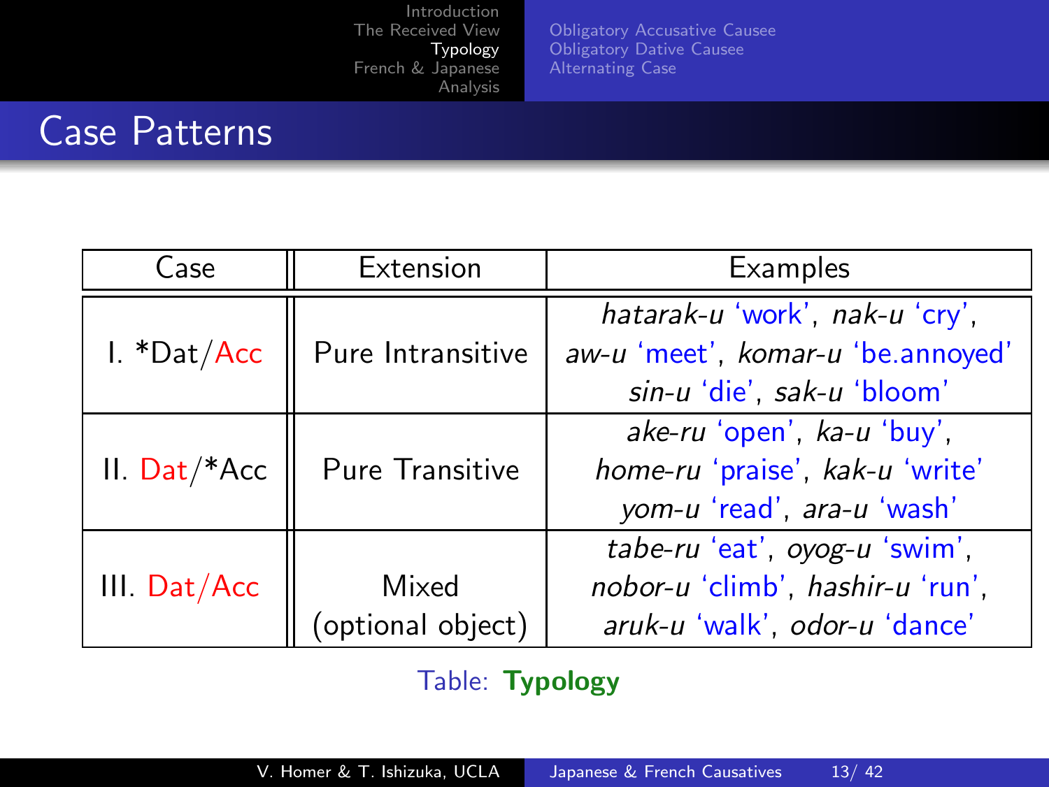## Case Patterns

| Case | Extension | Examples |
|---|---|---|
| I. *Dat/Acc | Pure Intransitive | *hatarak-u* 'work', *nak-u* 'cry', *aw-u* 'meet', *komar-u* 'be.annoyed' *sin-u* 'die', *sak-u* 'bloom' |
| II. Dat/*Acc | Pure Transitive | *ake-ru* 'open', *ka-u* 'buy', *home-ru* 'praise', *kak-u* 'write' *yom-u* 'read', *ara-u* 'wash' |
| III. Dat/Acc | Mixed (optional object) | *tabe-ru* 'eat', *oyog-u* 'swim', *nobor-u* 'climb', *hashir-u* 'run', *aruk-u* 'walk', *odor-u* 'dance' |

Table: **Typology**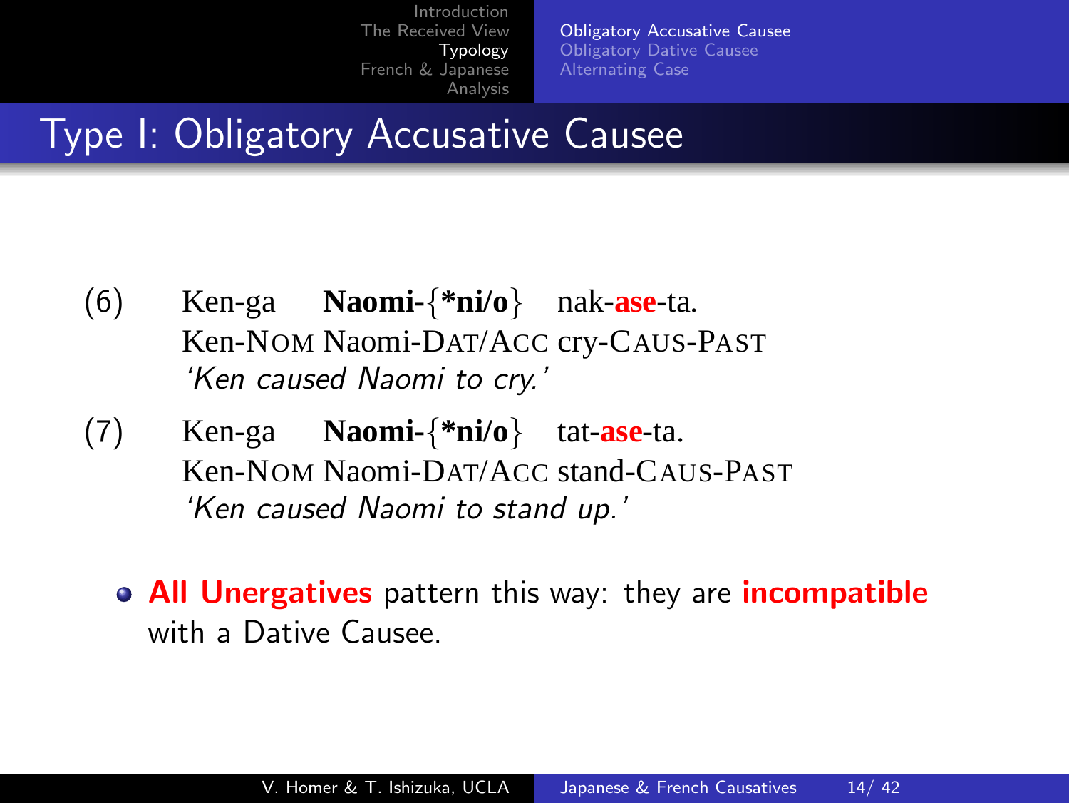# Type I: Obligatory Accusative Causee

(6) Ken-ga **Naomi-{*ni/o}** nak-**ase**-ta.
Ken-NOM Naomi-DAT/ACC cry-CAUS-PAST
*'Ken caused Naomi to cry.'*

(7) Ken-ga **Naomi-{*ni/o}** tat-**ase**-ta.
Ken-NOM Naomi-DAT/ACC stand-CAUS-PAST
*'Ken caused Naomi to stand up.'*

- **All Unergatives** pattern this way: they are **incompatible** with a Dative Causee.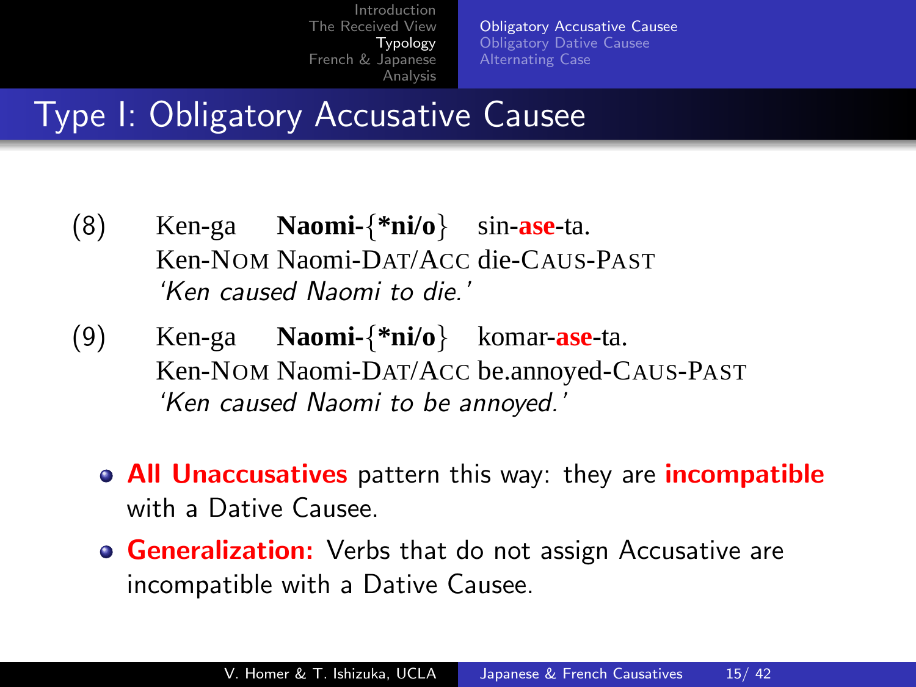# Type I: Obligatory Accusative Causee

(8) Ken-ga **Naomi-{*ni/o}** sin-**ase**-ta.
Ken-NOM Naomi-DAT/ACC die-CAUS-PAST
*'Ken caused Naomi to die.'*

(9) Ken-ga **Naomi-{*ni/o}** komar-**ase**-ta.
Ken-NOM Naomi-DAT/ACC be.annoyed-CAUS-PAST
*'Ken caused Naomi to be annoyed.'*

- **All Unaccusatives** pattern this way: they are **incompatible** with a Dative Causee.
- **Generalization:** Verbs that do not assign Accusative are incompatible with a Dative Causee.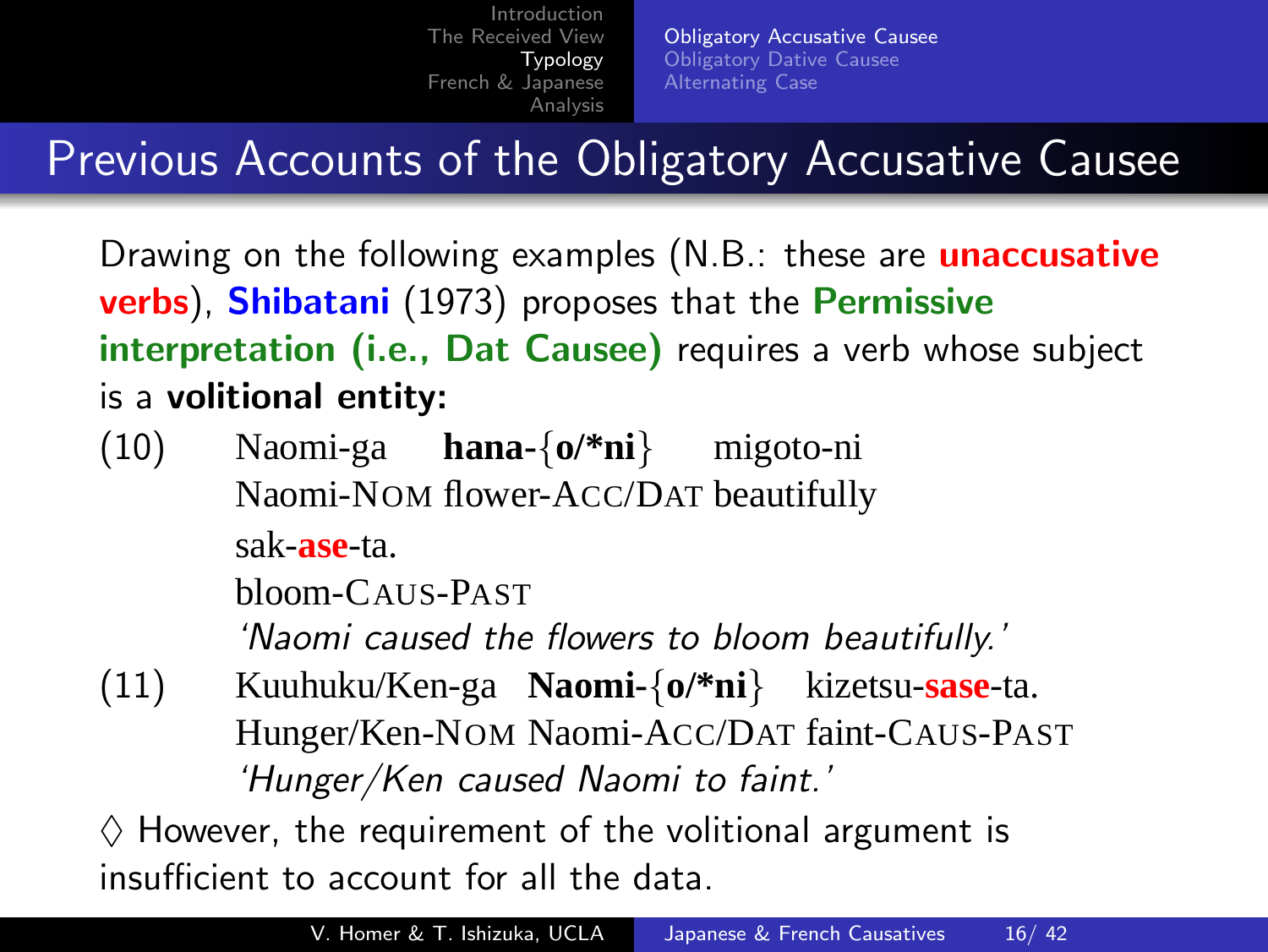# Previous Accounts of the Obligatory Accusative Causee

Drawing on the following examples (N.B.: these are **unaccusative verbs**), **Shibatani** (1973) proposes that the **Permissive interpretation (i.e., Dat Causee)** requires a verb whose subject is a **volitional entity:**

(10) Naomi-ga **hana-{o/*ni}** migoto-ni
Naomi-NOM flower-ACC/DAT beautifully
sak-**ase**-ta.
bloom-CAUS-PAST
*'Naomi caused the flowers to bloom beautifully.'*

(11) Kuuhuku/Ken-ga **Naomi-{o/*ni}** kizetsu-**sase**-ta.
Hunger/Ken-NOM Naomi-ACC/DAT faint-CAUS-PAST
*'Hunger/Ken caused Naomi to faint.'*

◊ However, the requirement of the volitional argument is insufficient to account for all the data.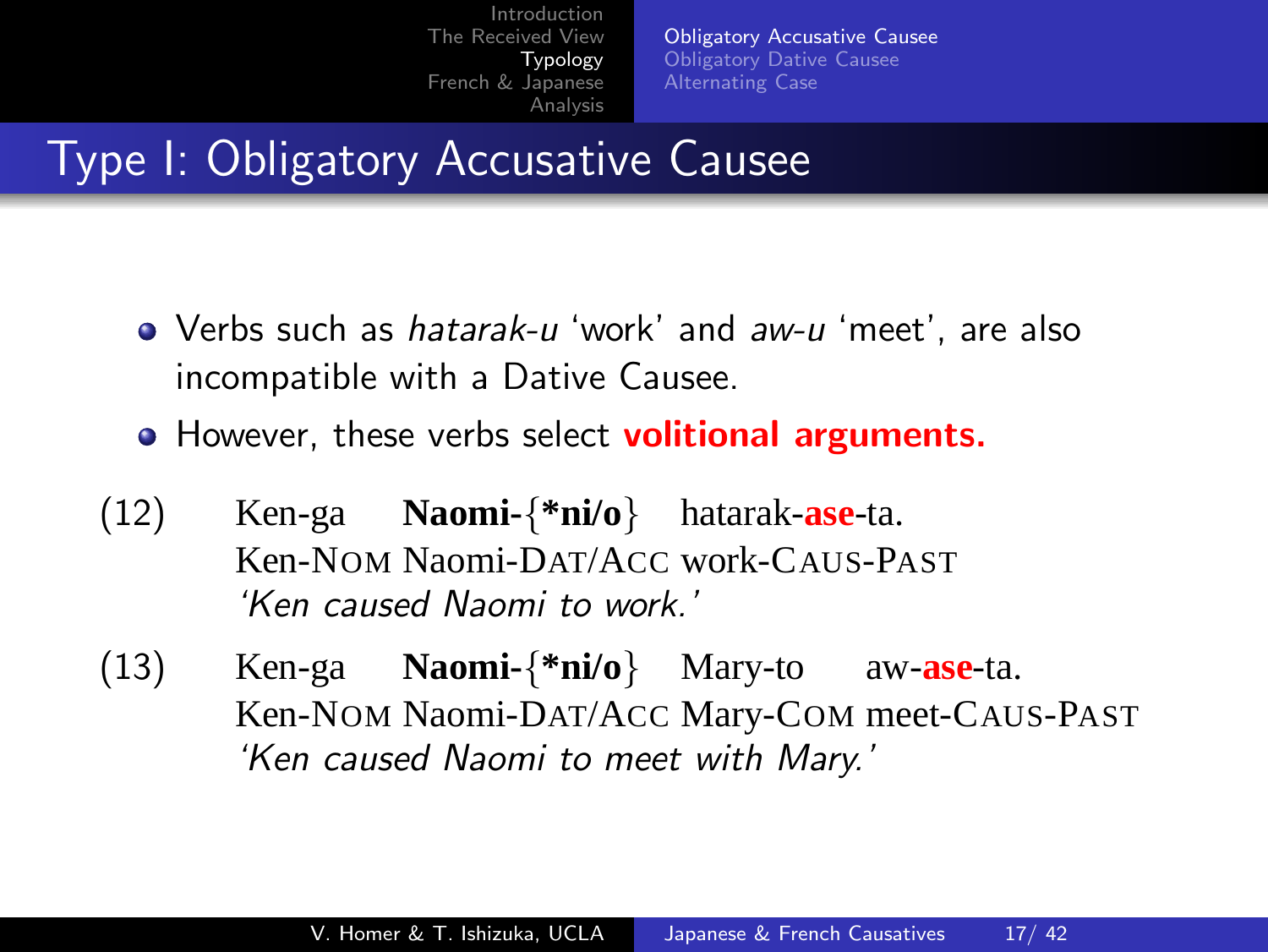# Type I: Obligatory Accusative Causee

- Verbs such as *hatarak-u* 'work' and *aw-u* 'meet', are also incompatible with a Dative Causee.
- However, these verbs select **volitional arguments.**

(12) Ken-ga **Naomi-{*ni/o}** hatarak-**ase**-ta.
Ken-NOM Naomi-DAT/ACC work-CAUS-PAST
*'Ken caused Naomi to work.'*

(13) Ken-ga **Naomi-{*ni/o}** Mary-to aw-**ase**-ta.
Ken-NOM Naomi-DAT/ACC Mary-COM meet-CAUS-PAST
*'Ken caused Naomi to meet with Mary.'*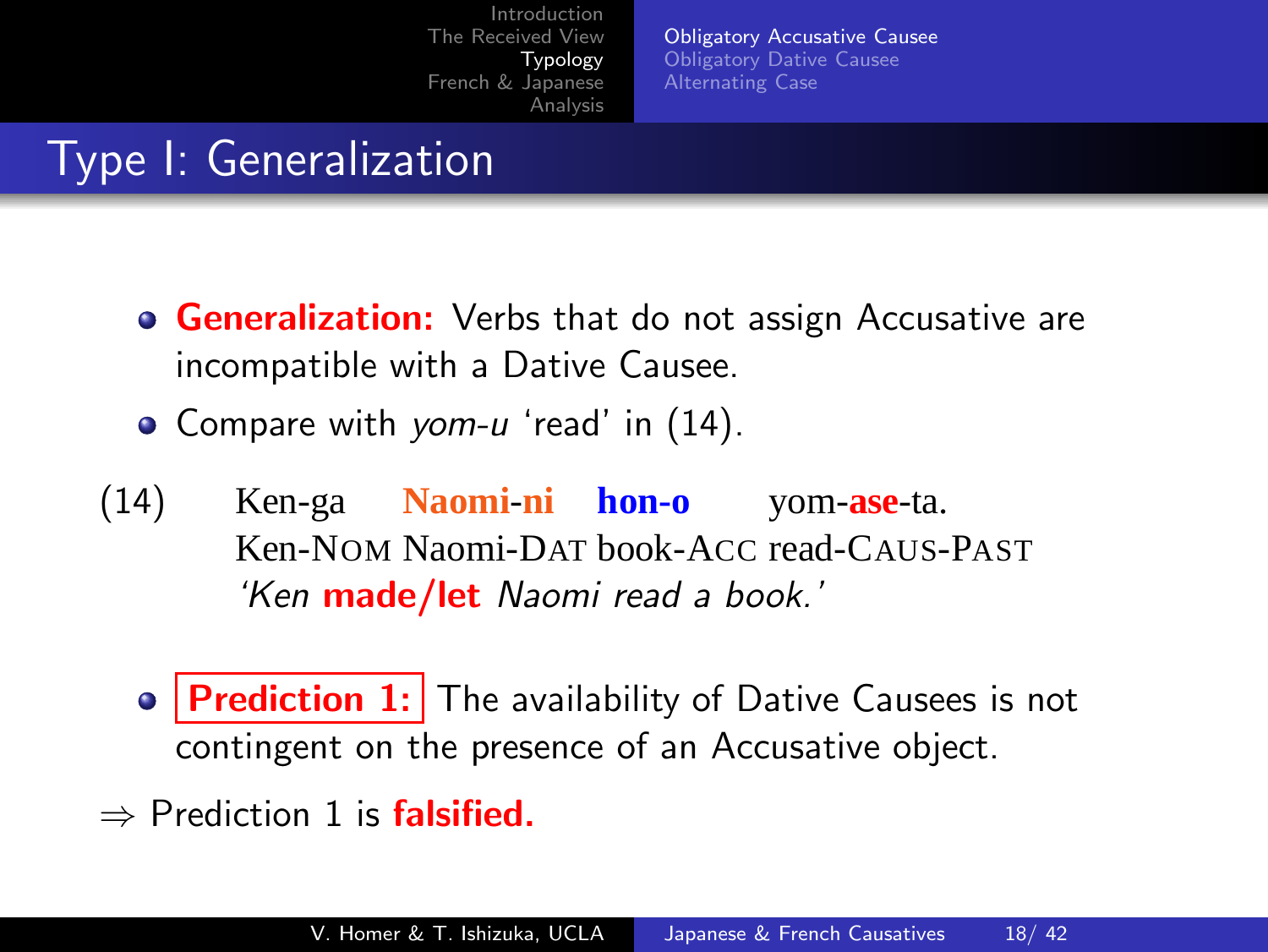# Type I: Generalization

- **Generalization:** Verbs that do not assign Accusative are incompatible with a Dative Causee.
- Compare with *yom-u* 'read' in (14).

(14) Ken-ga **Naomi-ni** **hon-o** yom-**ase**-ta.
Ken-NOM Naomi-DAT book-ACC read-CAUS-PAST
*'Ken* ***made/let*** *Naomi read a book.'*

- **Prediction 1:** The availability of Dative Causees is not contingent on the presence of an Accusative object.

⇒ Prediction 1 is **falsified.**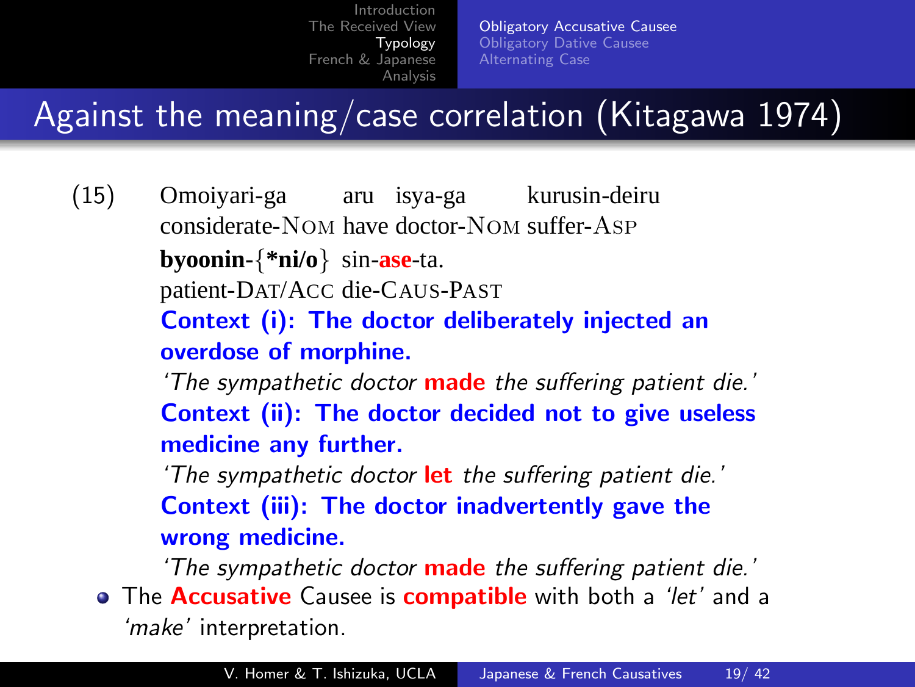# Against the meaning/case correlation (Kitagawa 1974)

(15) Omoiyari-ga aru isya-ga kurusin-deiru
considerate-NOM have doctor-NOM suffer-ASP

**byoonin-{*ni/o}** sin-**ase**-ta.
patient-DAT/ACC die-CAUS-PAST

**Context (i): The doctor deliberately injected an overdose of morphine.**

*'The sympathetic doctor* ***made*** *the suffering patient die.'*

**Context (ii): The doctor decided not to give useless medicine any further.**

*'The sympathetic doctor* ***let*** *the suffering patient die.'*

**Context (iii): The doctor inadvertently gave the wrong medicine.**

*'The sympathetic doctor* ***made*** *the suffering patient die.'*

- The **Accusative** Causee is **compatible** with both a *'let'* and a *'make'* interpretation.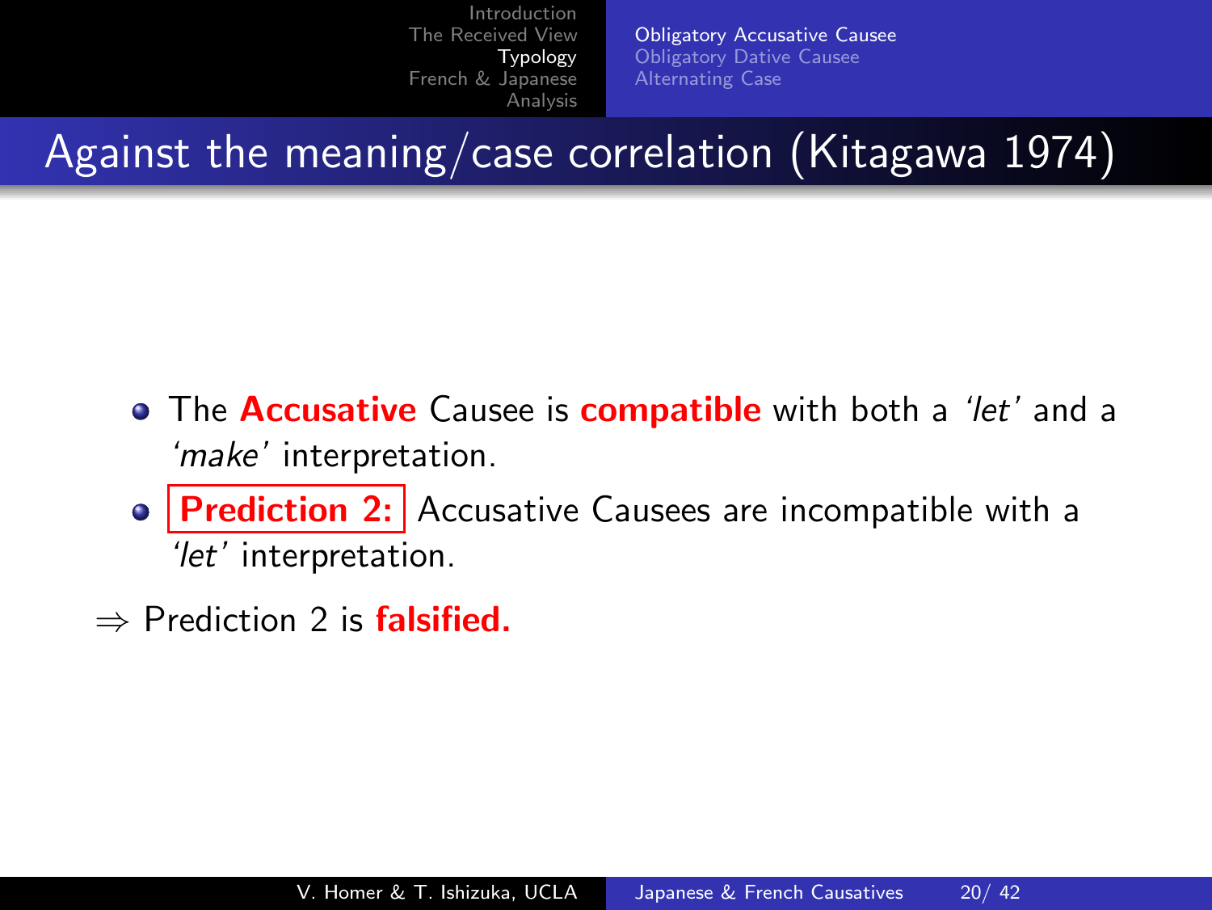# Against the meaning/case correlation (Kitagawa 1974)

- The **Accusative** Causee is **compatible** with both a *'let'* and a *'make'* interpretation.
- **Prediction 2:** Accusative Causees are incompatible with a *'let'* interpretation.

$\Rightarrow$ Prediction 2 is **falsified.**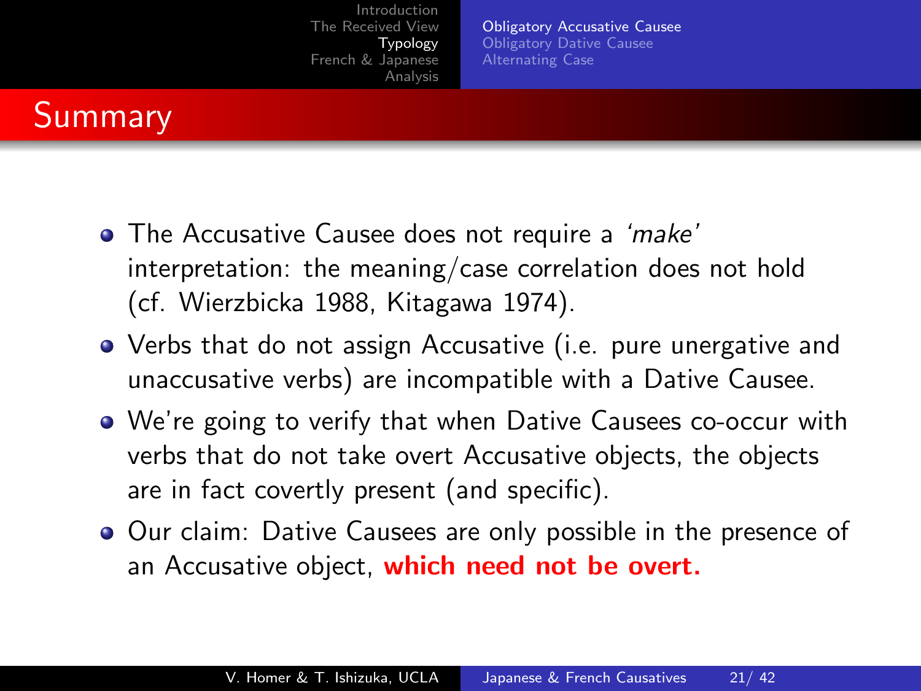## Summary

- The Accusative Causee does not require a *'make'* interpretation: the meaning/case correlation does not hold (cf. Wierzbicka 1988, Kitagawa 1974).
- Verbs that do not assign Accusative (i.e. pure unergative and unaccusative verbs) are incompatible with a Dative Causee.
- We're going to verify that when Dative Causees co-occur with verbs that do not take overt Accusative objects, the objects are in fact covertly present (and specific).
- Our claim: Dative Causees are only possible in the presence of an Accusative object, **which need not be overt.**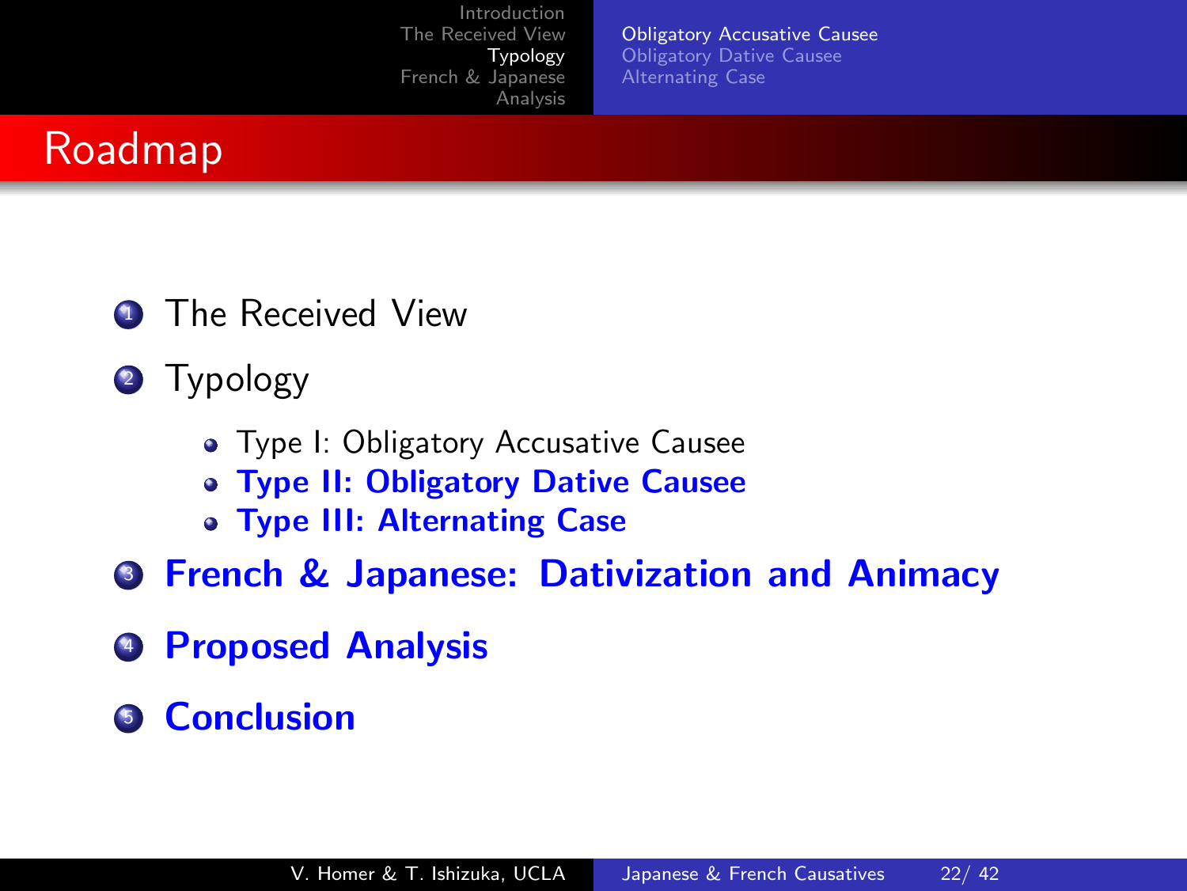# Roadmap

1. The Received View
2. Typology
   - Type I: Obligatory Accusative Causee
   - **Type II: Obligatory Dative Causee**
   - **Type III: Alternating Case**
3. **French & Japanese: Dativization and Animacy**
4. **Proposed Analysis**
5. **Conclusion**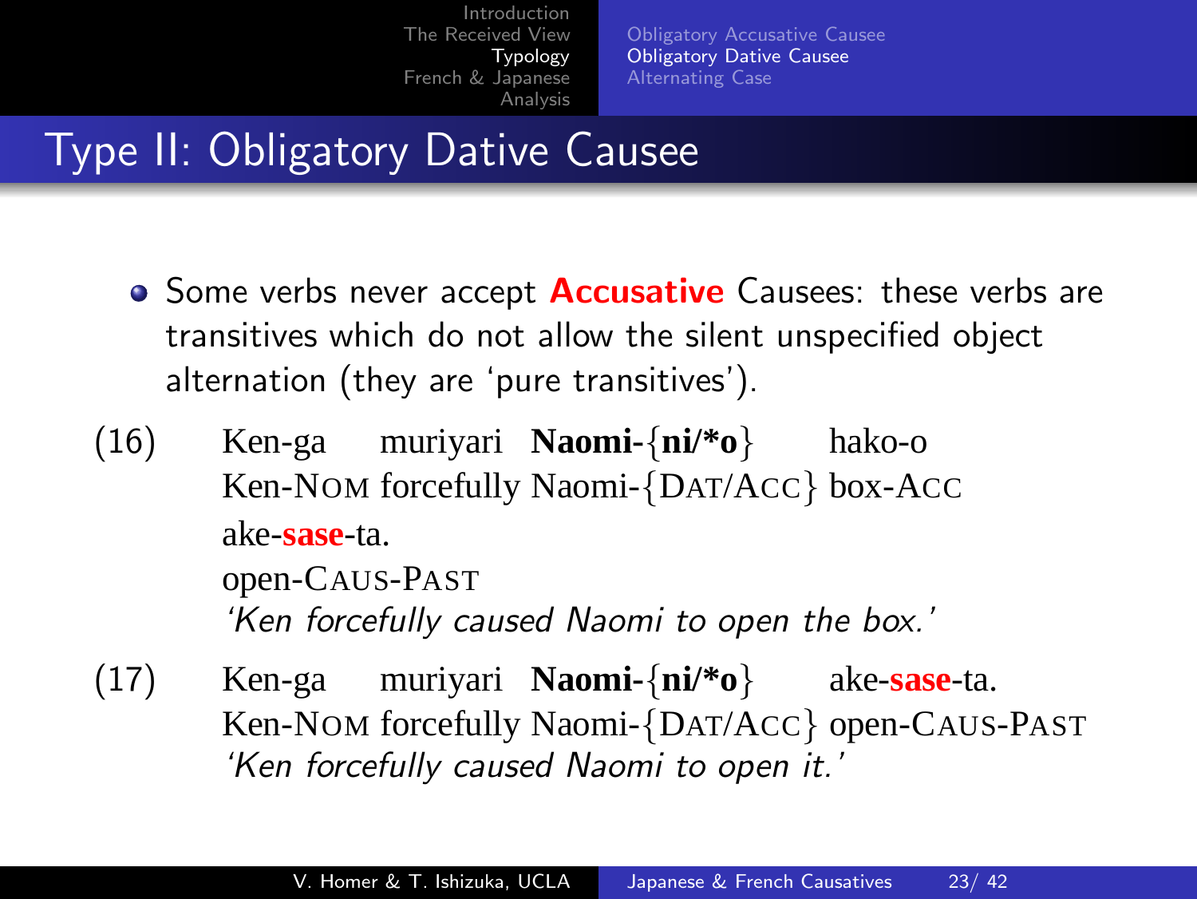# Type II: Obligatory Dative Causee

- Some verbs never accept **Accusative** Causees: these verbs are transitives which do not allow the silent unspecified object alternation (they are 'pure transitives').

(16) Ken-ga muriyari **Naomi-{ni/*o}** hako-o
Ken-NOM forcefully Naomi-{DAT/ACC} box-ACC
ake-**sase**-ta.
open-CAUS-PAST
*'Ken forcefully caused Naomi to open the box.'*

(17) Ken-ga muriyari **Naomi-{ni/*o}** ake-**sase**-ta.
Ken-NOM forcefully Naomi-{DAT/ACC} open-CAUS-PAST
*'Ken forcefully caused Naomi to open it.'*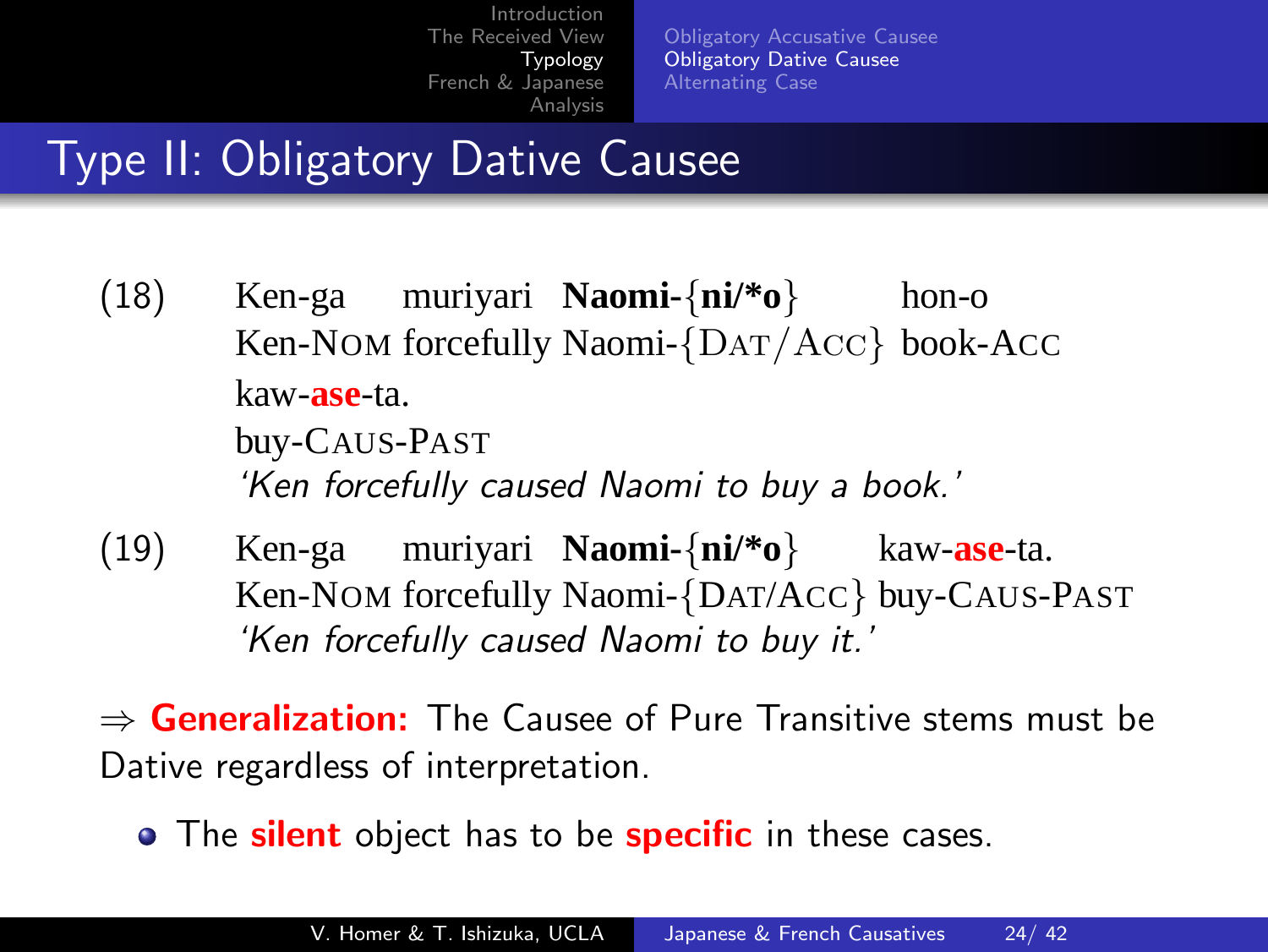# Type II: Obligatory Dative Causee

(18) Ken-ga muriyari **Naomi-{ni/*o}** hon-o kaw-**ase**-ta.
Ken-NOM forcefully Naomi-{DAT/ACC} book-ACC buy-CAUS-PAST
*'Ken forcefully caused Naomi to buy a book.'*

(19) Ken-ga muriyari **Naomi-{ni/*o}** kaw-**ase**-ta.
Ken-NOM forcefully Naomi-{DAT/ACC} buy-CAUS-PAST
*'Ken forcefully caused Naomi to buy it.'*

⇒ **Generalization:** The Causee of Pure Transitive stems must be Dative regardless of interpretation.

- The **silent** object has to be **specific** in these cases.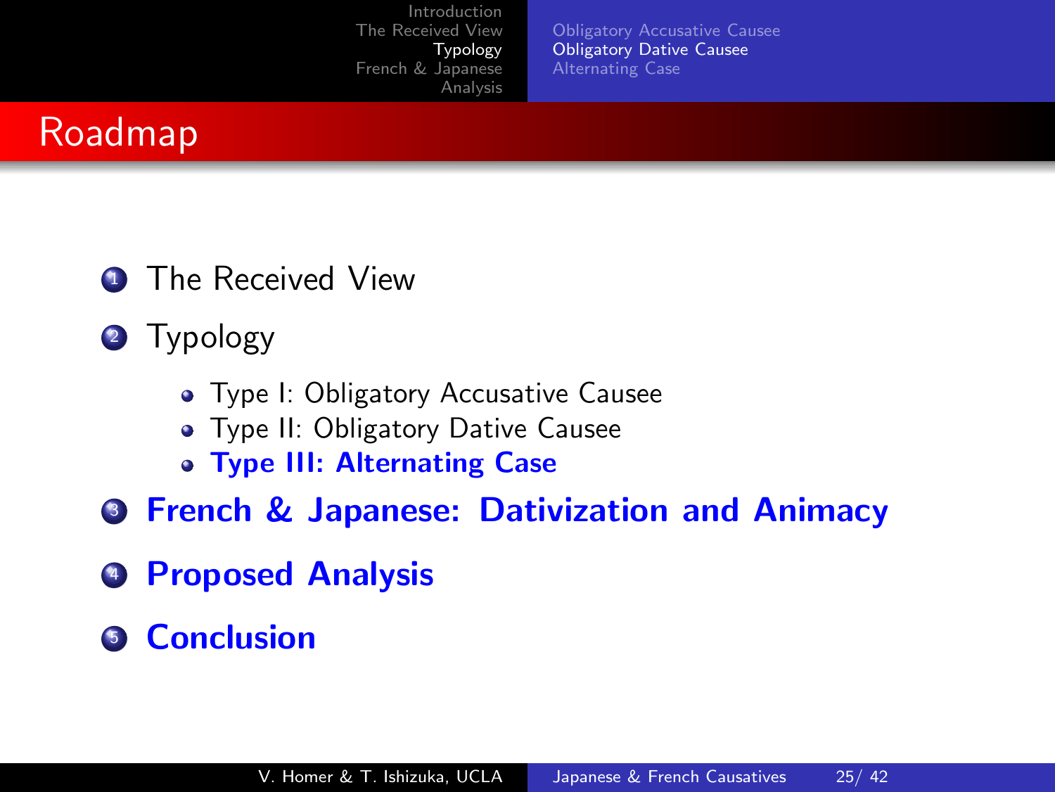# Roadmap

1. The Received View
2. Typology
   - Type I: Obligatory Accusative Causee
   - Type II: Obligatory Dative Causee
   - **Type III: Alternating Case**
3. **French & Japanese: Dativization and Animacy**
4. **Proposed Analysis**
5. **Conclusion**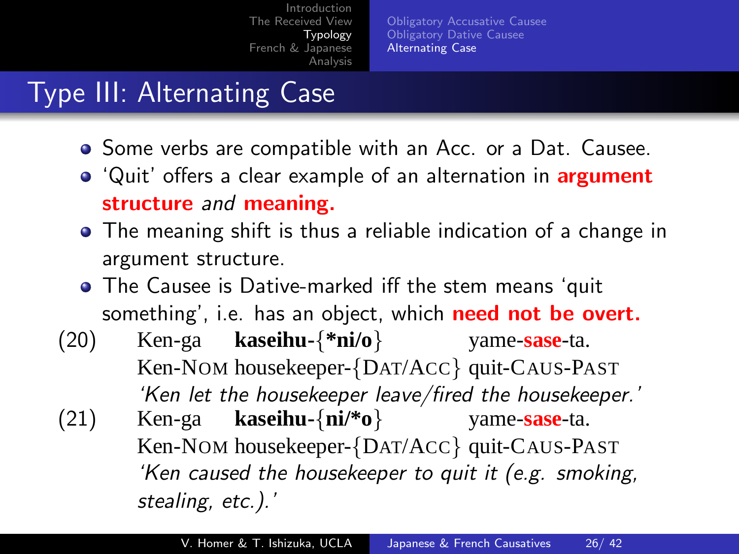# Type III: Alternating Case

- Some verbs are compatible with an Acc. or a Dat. Causee.
- 'Quit' offers a clear example of an alternation in **argument structure** *and* **meaning.**
- The meaning shift is thus a reliable indication of a change in argument structure.
- The Causee is Dative-marked iff the stem means 'quit something', i.e. has an object, which **need not be overt.**

(20) Ken-ga **kaseihu-{*ni/o}** yame-**sase**-ta.
Ken-NOM housekeeper-{DAT/ACC} quit-CAUS-PAST
*'Ken let the housekeeper leave/fired the housekeeper.'*

(21) Ken-ga **kaseihu-{ni/*o}** yame-**sase**-ta.
Ken-NOM housekeeper-{DAT/ACC} quit-CAUS-PAST
*'Ken caused the housekeeper to quit it (e.g. smoking, stealing, etc.).'*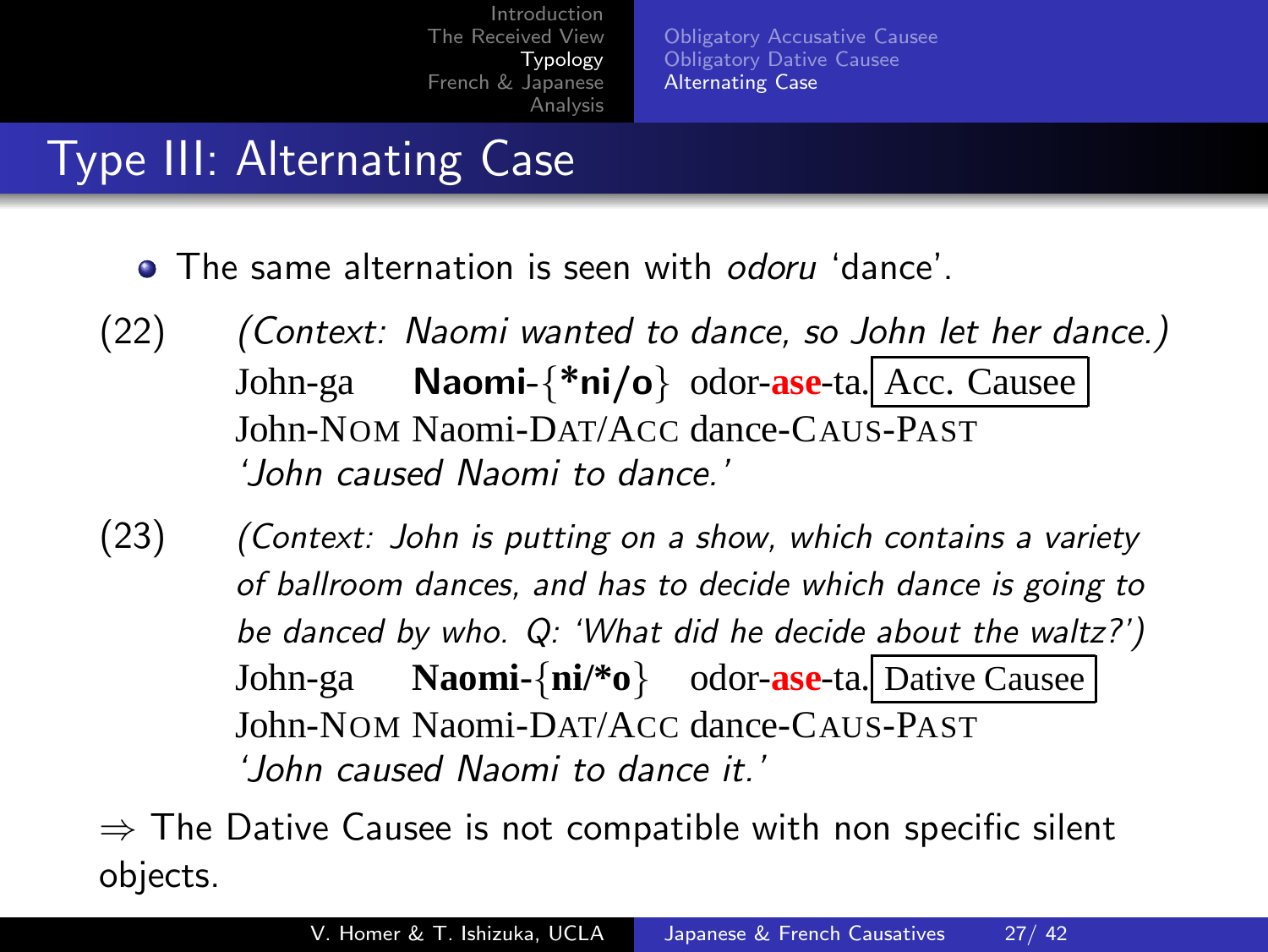# Type III: Alternating Case

- The same alternation is seen with *odoru* 'dance'.

(22) *(Context: Naomi wanted to dance, so John let her dance.)*
John-ga **Naomi-{*ni/o}** odor-**ase**-ta. [Acc. Causee]
John-NOM Naomi-DAT/ACC dance-CAUS-PAST
*'John caused Naomi to dance.'*

(23) *(Context: John is putting on a show, which contains a variety of ballroom dances, and has to decide which dance is going to be danced by who. Q: 'What did he decide about the waltz?')*
John-ga **Naomi-{ni/*o}** odor-**ase**-ta. [Dative Causee]
John-NOM Naomi-DAT/ACC dance-CAUS-PAST
*'John caused Naomi to dance it.'*

⇒ The Dative Causee is not compatible with non specific silent objects.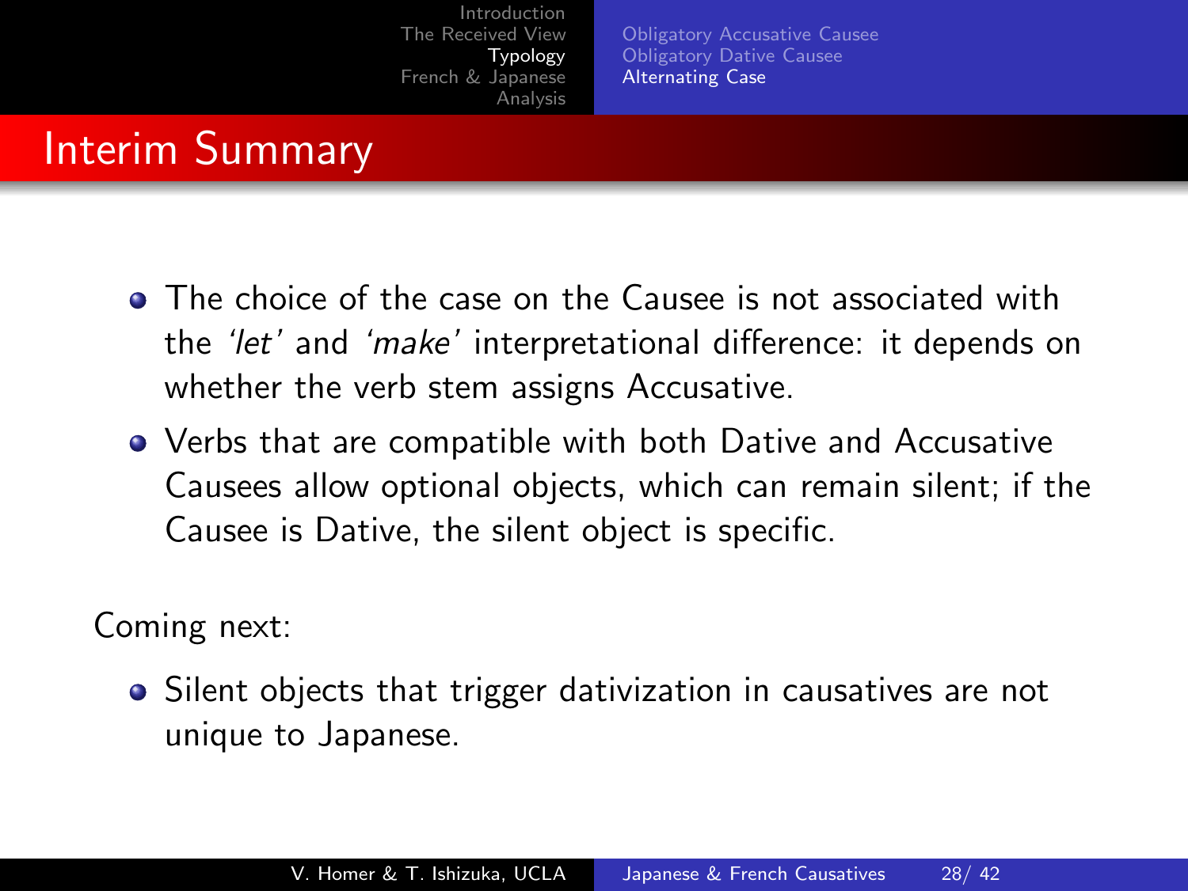# Interim Summary

- The choice of the case on the Causee is not associated with the *'let'* and *'make'* interpretational difference: it depends on whether the verb stem assigns Accusative.
- Verbs that are compatible with both Dative and Accusative Causees allow optional objects, which can remain silent; if the Causee is Dative, the silent object is specific.

Coming next:

- Silent objects that trigger dativization in causatives are not unique to Japanese.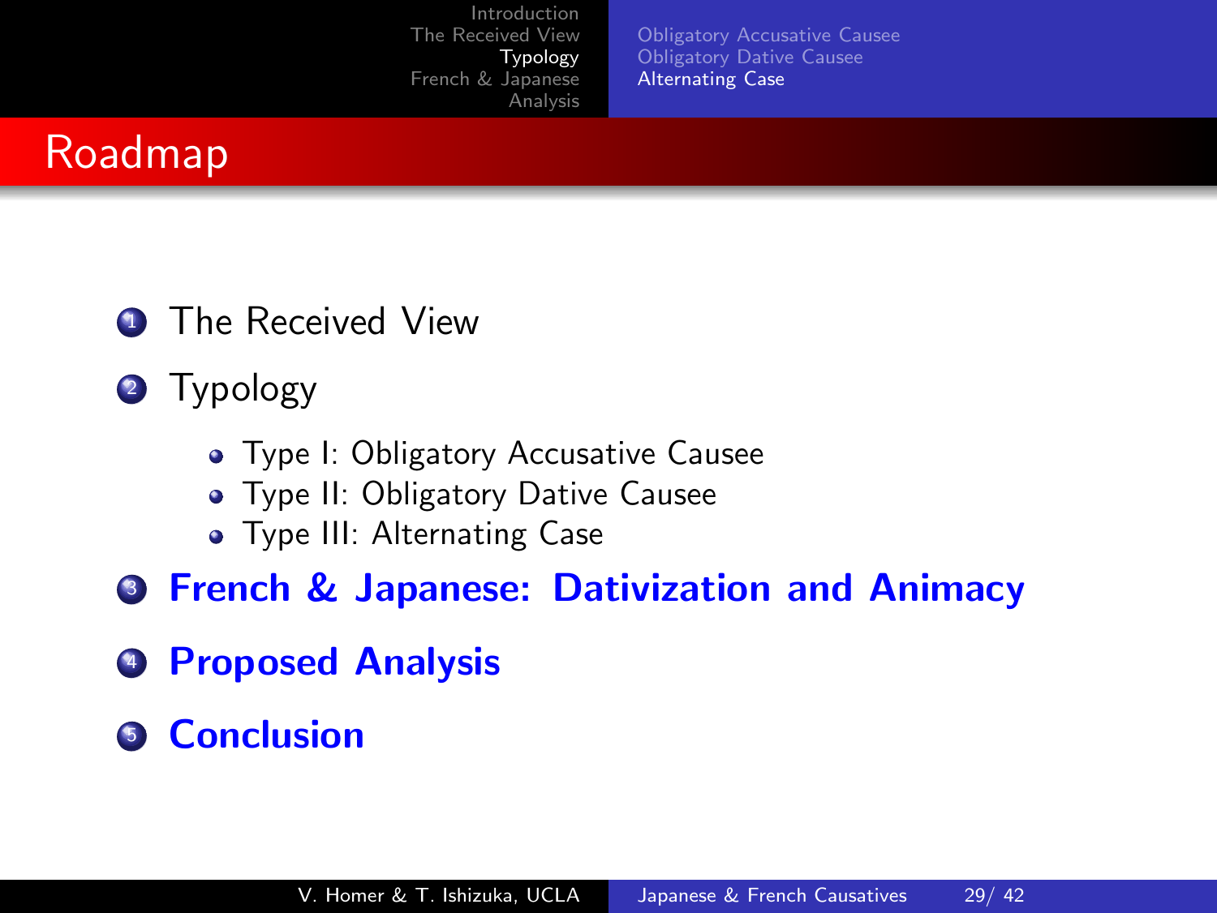# Roadmap

1. The Received View
2. Typology
   - Type I: Obligatory Accusative Causee
   - Type II: Obligatory Dative Causee
   - Type III: Alternating Case
3. **French & Japanese: Dativization and Animacy**
4. **Proposed Analysis**
5. **Conclusion**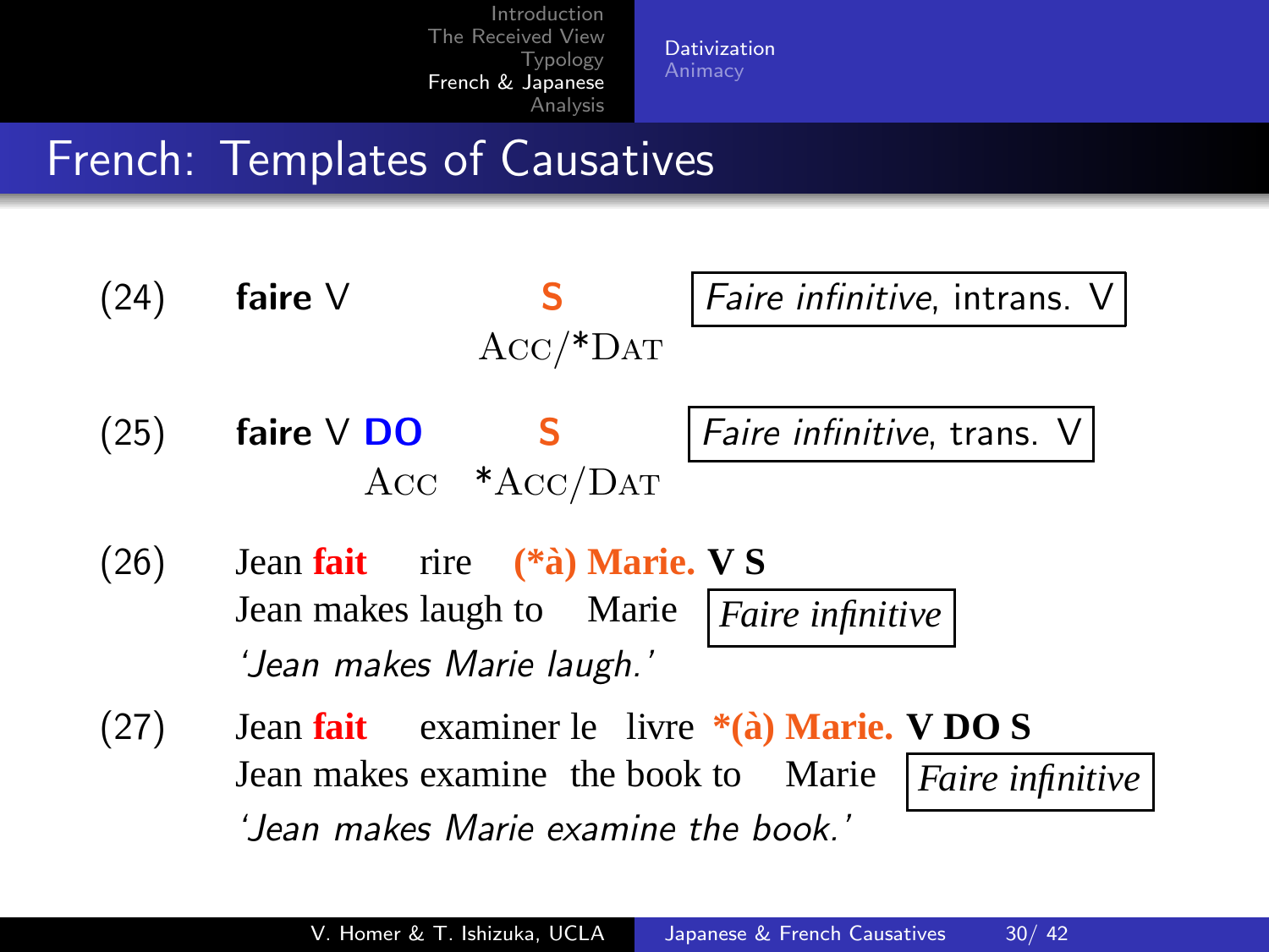# French: Templates of Causatives

(24) **faire** V **S** — Acc/*Dat — *Faire infinitive*, intrans. V

(25) **faire** V **DO** **S** — DO: Acc; S: *Acc/Dat — *Faire infinitive*, trans. V

(26) Jean **fait** rire **(*à) Marie.** **V S**
Jean makes laugh to Marie
*'Jean makes Marie laugh.'*
*Faire infinitive*

(27) Jean **fait** examiner le livre ***(à) Marie.** **V DO S**
Jean makes examine the book to Marie
*'Jean makes Marie examine the book.'*
*Faire infinitive*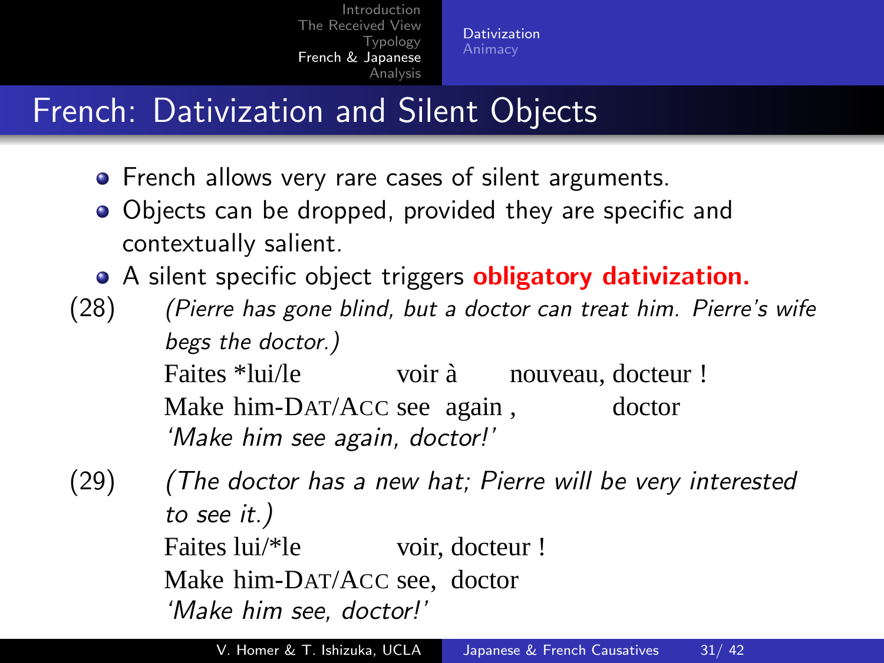# French: Dativization and Silent Objects

- French allows very rare cases of silent arguments.
- Objects can be dropped, provided they are specific and contextually salient.
- A silent specific object triggers **obligatory dativization.**

(28) *(Pierre has gone blind, but a doctor can treat him. Pierre's wife begs the doctor.)*

Faites *lui/le voir à nouveau, docteur !
Make him-DAT/ACC see again , doctor
*'Make him see again, doctor!'*

(29) *(The doctor has a new hat; Pierre will be very interested to see it.)*

Faites lui/*le voir, docteur !
Make him-DAT/ACC see, doctor
*'Make him see, doctor!'*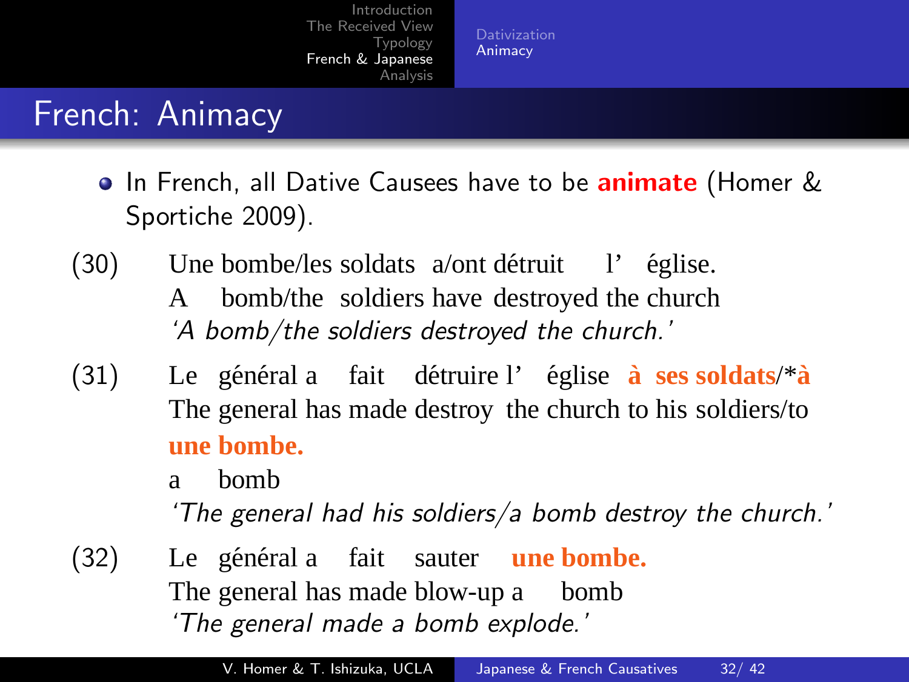# French: Animacy

- In French, all Dative Causees have to be **animate** (Homer & Sportiche 2009).

(30) Une bombe/les soldats a/ont détruit l' église.
A bomb/the soldiers have destroyed the church
*'A bomb/the soldiers destroyed the church.'*

(31) Le général a fait détruire l' église **à ses soldats**/\***à une bombe.**
The general has made destroy the church to his soldiers/to a bomb
*'The general had his soldiers/a bomb destroy the church.'*

(32) Le général a fait sauter **une bombe.**
The general has made blow-up a bomb
*'The general made a bomb explode.'*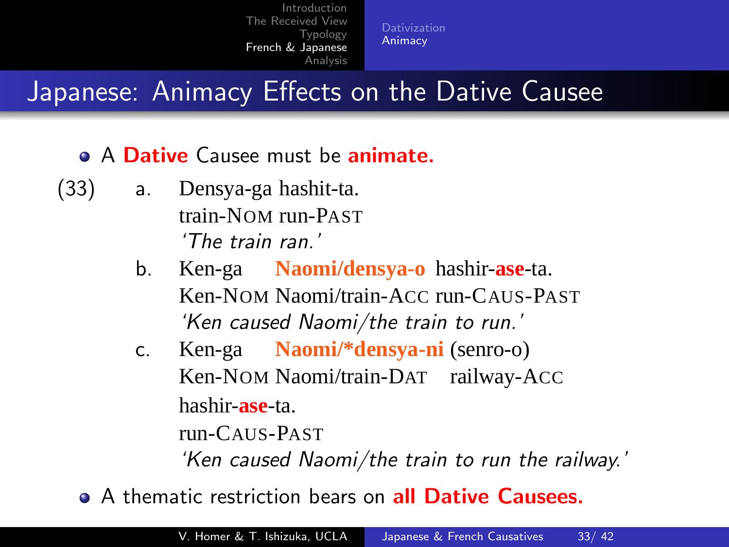# Japanese: Animacy Effects on the Dative Causee

- A **Dative** Causee must be **animate.**

(33)

a. Densya-ga hashit-ta.
   train-NOM run-PAST
   *'The train ran.'*

b. Ken-ga **Naomi/densya-o** hashir-**ase**-ta.
   Ken-NOM Naomi/train-ACC run-CAUS-PAST
   *'Ken caused Naomi/the train to run.'*

c. Ken-ga **Naomi/*densya-ni** (senro-o)
   Ken-NOM Naomi/train-DAT railway-ACC
   hashir-**ase**-ta.
   run-CAUS-PAST
   *'Ken caused Naomi/the train to run the railway.'*

- A thematic restriction bears on **all Dative Causees.**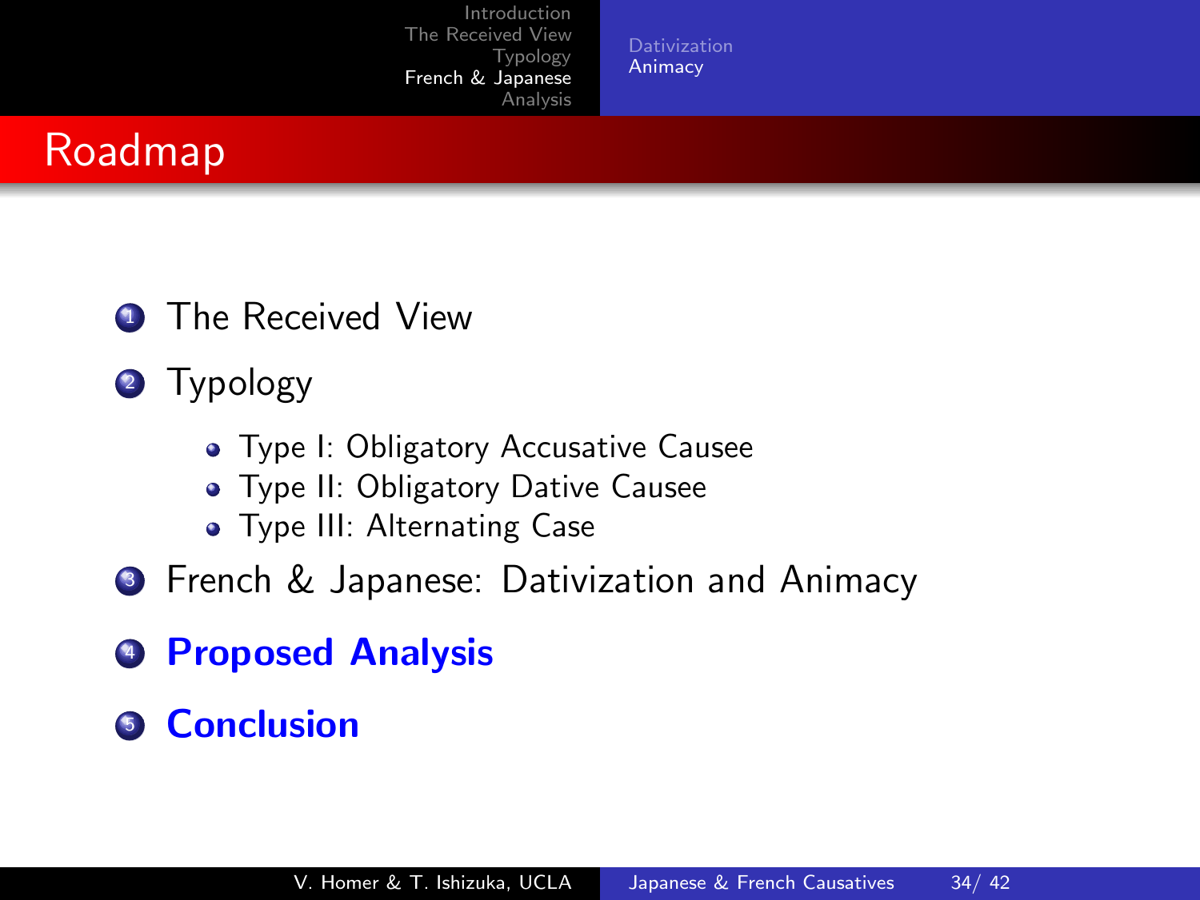# Roadmap

1. The Received View
2. Typology
   - Type I: Obligatory Accusative Causee
   - Type II: Obligatory Dative Causee
   - Type III: Alternating Case
3. French & Japanese: Dativization and Animacy
4. **Proposed Analysis**
5. **Conclusion**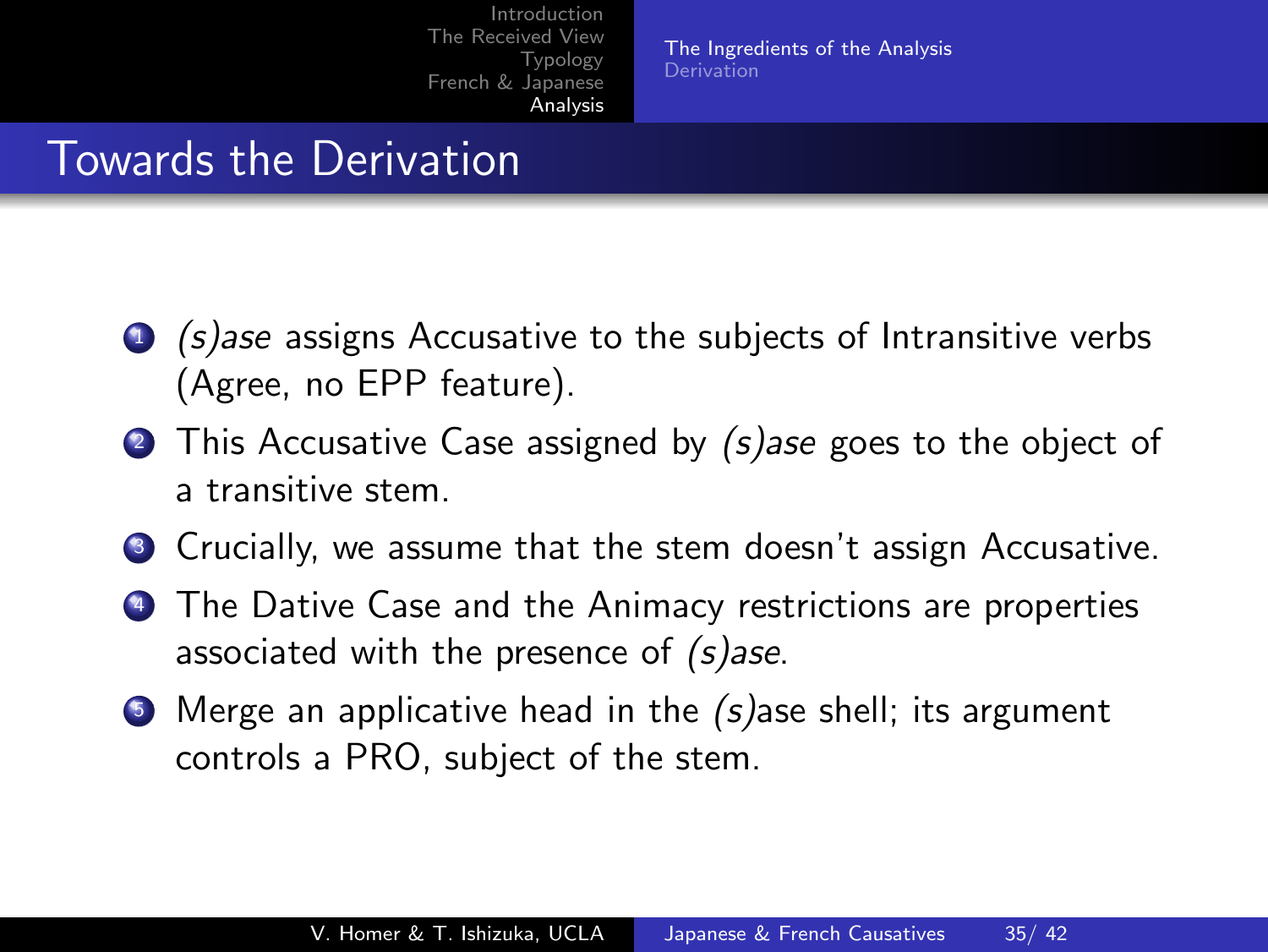# Towards the Derivation

1. *(s)ase* assigns Accusative to the subjects of Intransitive verbs (Agree, no EPP feature).
2. This Accusative Case assigned by *(s)ase* goes to the object of a transitive stem.
3. Crucially, we assume that the stem doesn't assign Accusative.
4. The Dative Case and the Animacy restrictions are properties associated with the presence of *(s)ase*.
5. Merge an applicative head in the *(s)*ase shell; its argument controls a PRO, subject of the stem.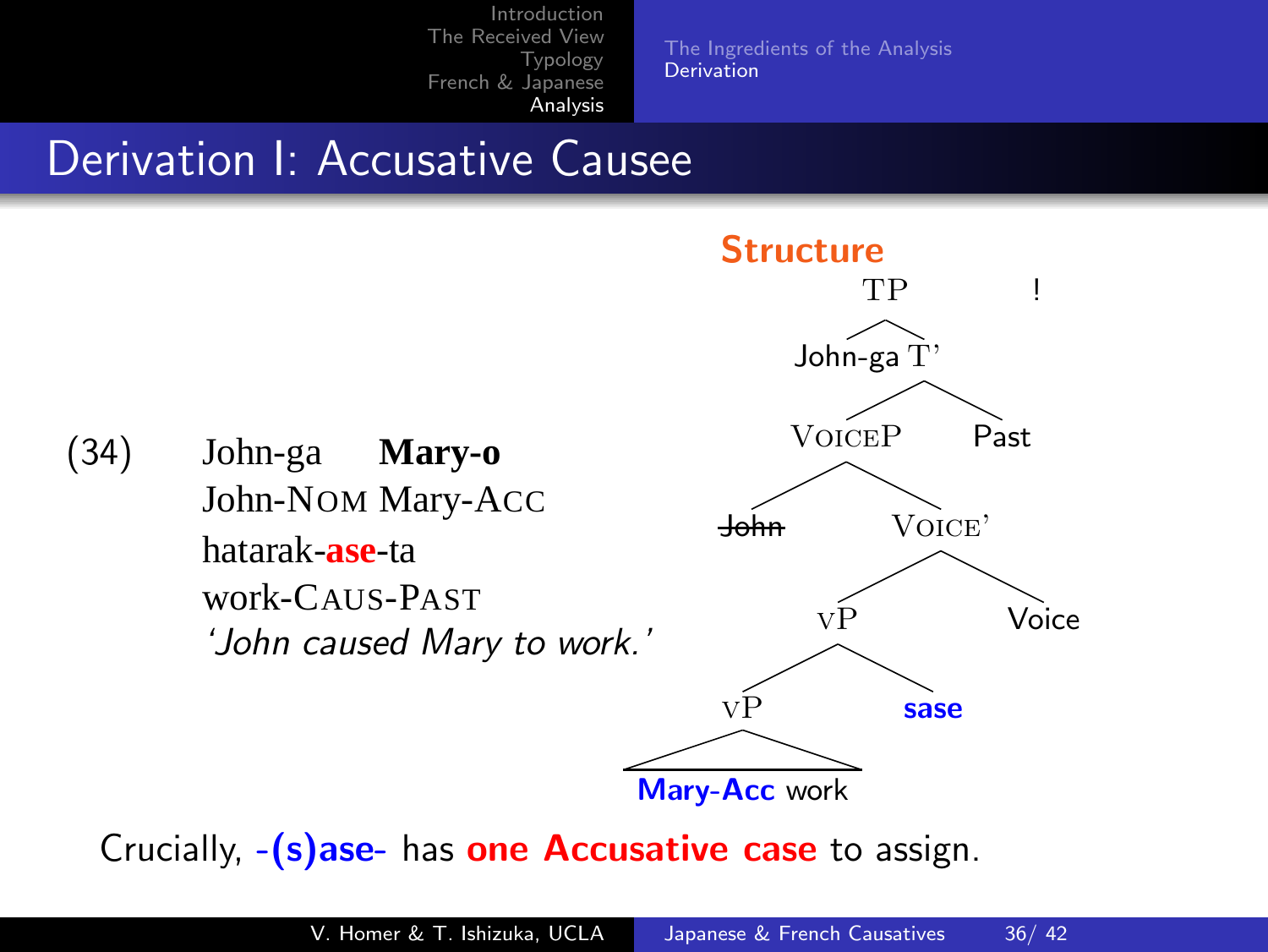# Derivation I: Accusative Causee

(34) John-ga **Mary-o**
John-NOM Mary-ACC
hatarak-**ase**-ta
work-CAUS-PAST
*'John caused Mary to work.'*

**Structure**

```
TP                                    !
├── John-ga
└── T'
    ├── VOICEP
    │   ├── ~~John~~
    │   └── VOICE'
    │       ├── vP
    │       │   ├── vP
    │       │   │   └── [Mary-Acc work]
    │       │   └── sase
    │       └── Voice
    └── Past
```

Crucially, **-(s)ase-** has **one Accusative case** to assign.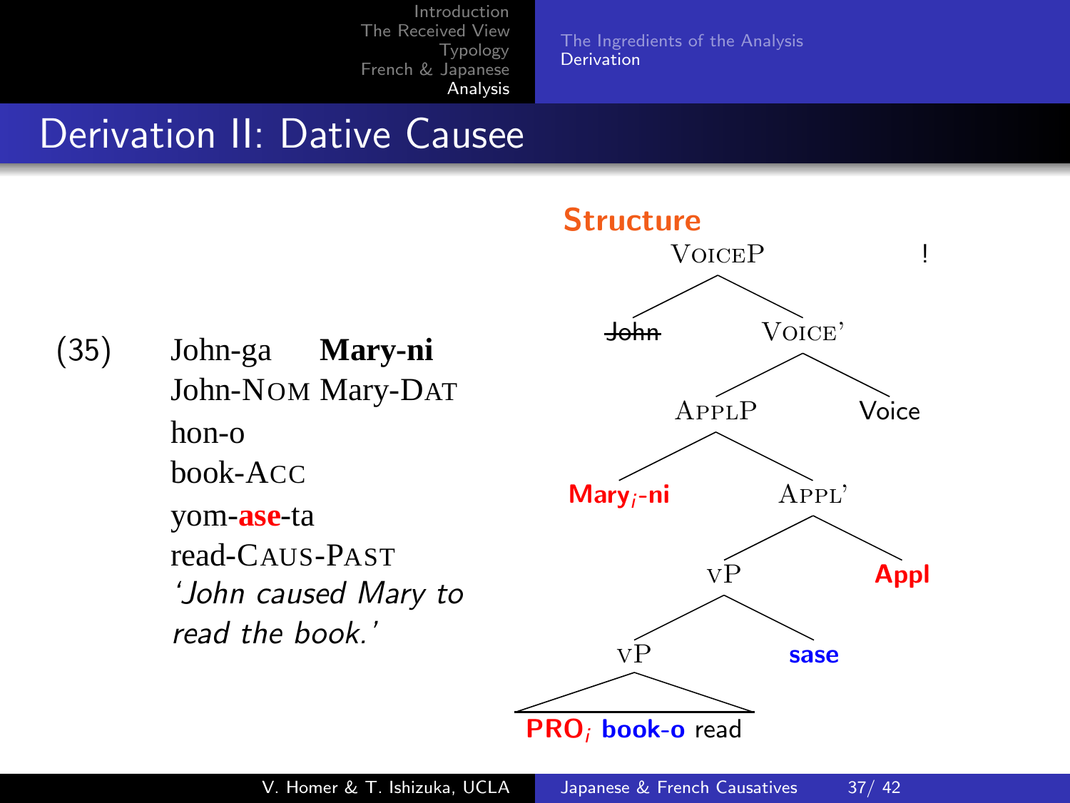# Derivation II: Dative Causee

(35) John-ga **Mary-ni** hon-o yom-**ase**-ta
John-NOM Mary-DAT book-ACC read-CAUS-PAST
*'John caused Mary to read the book.'*

**Structure**

```
VoiceP                                          !
├── ~~John~~
└── Voice'
    ├── ApplP
    │   ├── Mary_i-ni
    │   └── Appl'
    │       ├── vP
    │       │   ├── vP
    │       │   │   └── PRO_i book-o read
    │       │   └── sase
    │       └── Appl
    └── Voice
```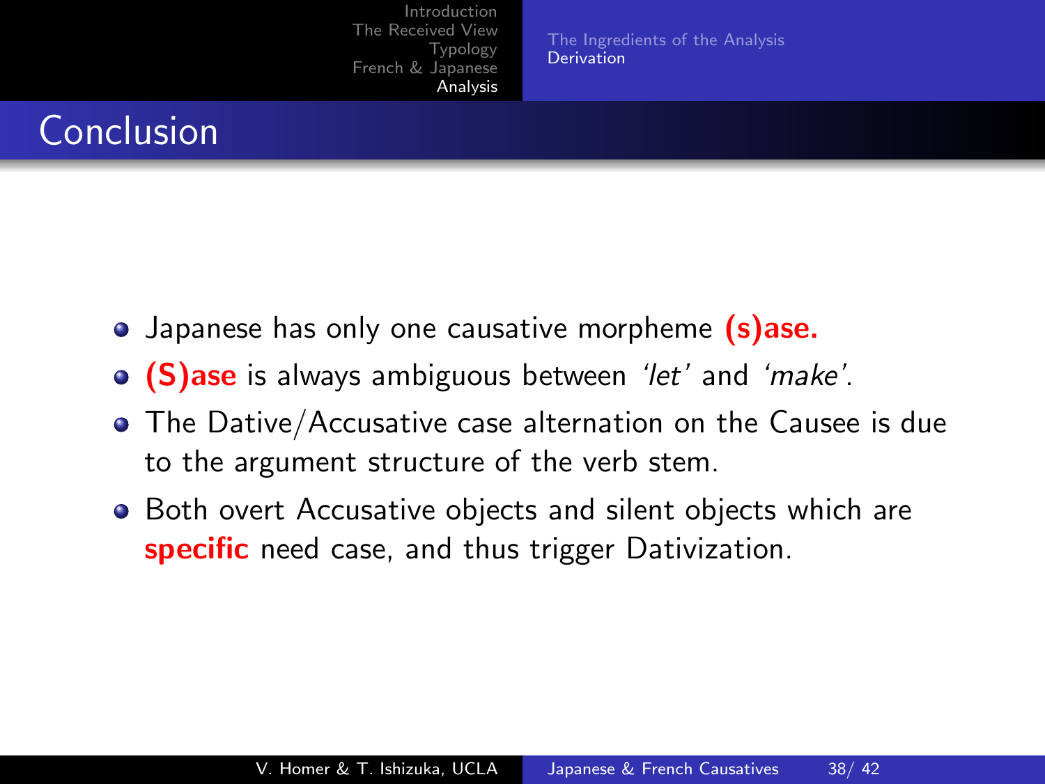# Conclusion

- Japanese has only one causative morpheme **(s)ase.**
- **(S)ase** is always ambiguous between *'let'* and *'make'*.
- The Dative/Accusative case alternation on the Causee is due to the argument structure of the verb stem.
- Both overt Accusative objects and silent objects which are **specific** need case, and thus trigger Dativization.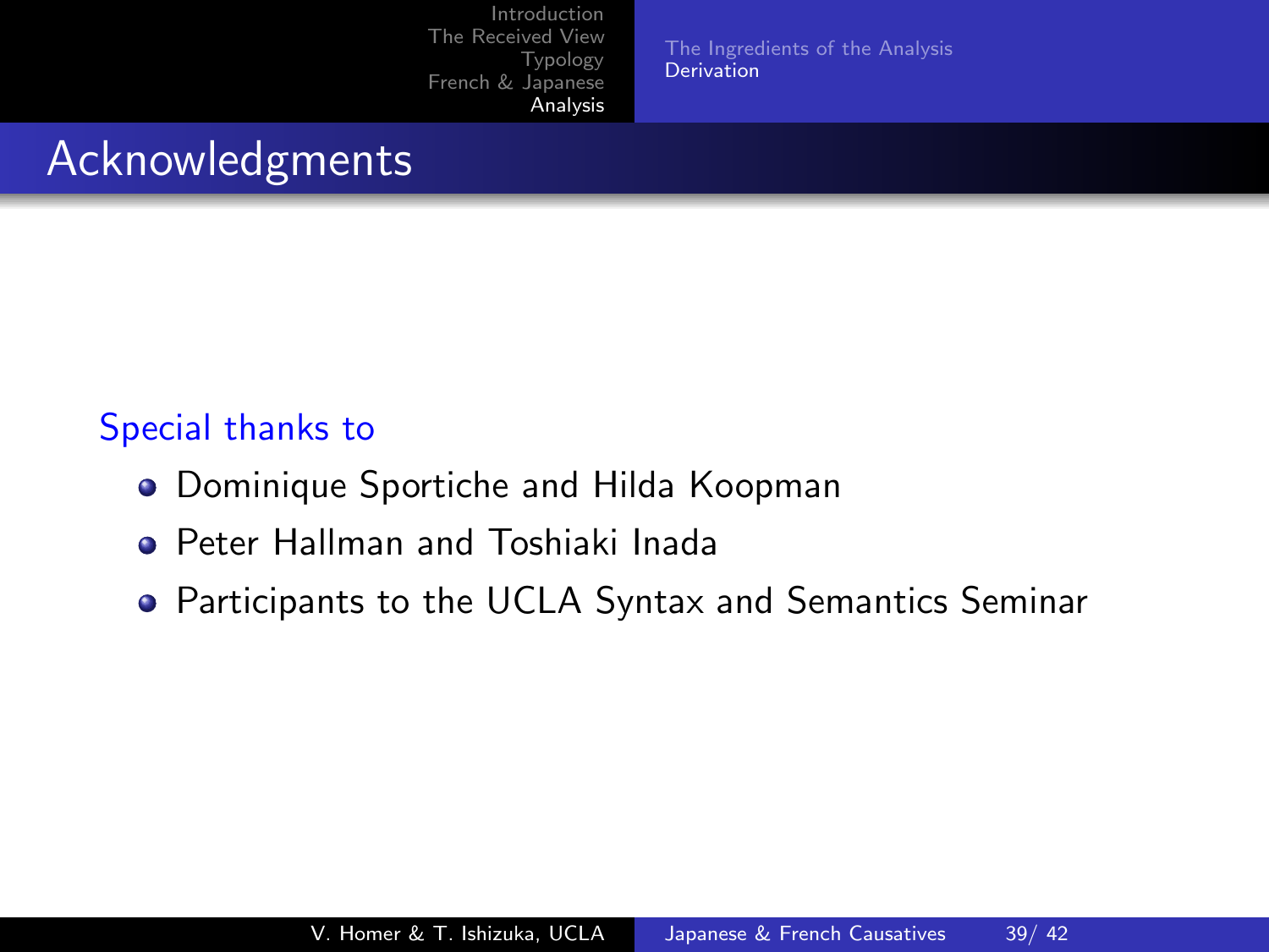# Acknowledgments

Special thanks to

- Dominique Sportiche and Hilda Koopman
- Peter Hallman and Toshiaki Inada
- Participants to the UCLA Syntax and Semantics Seminar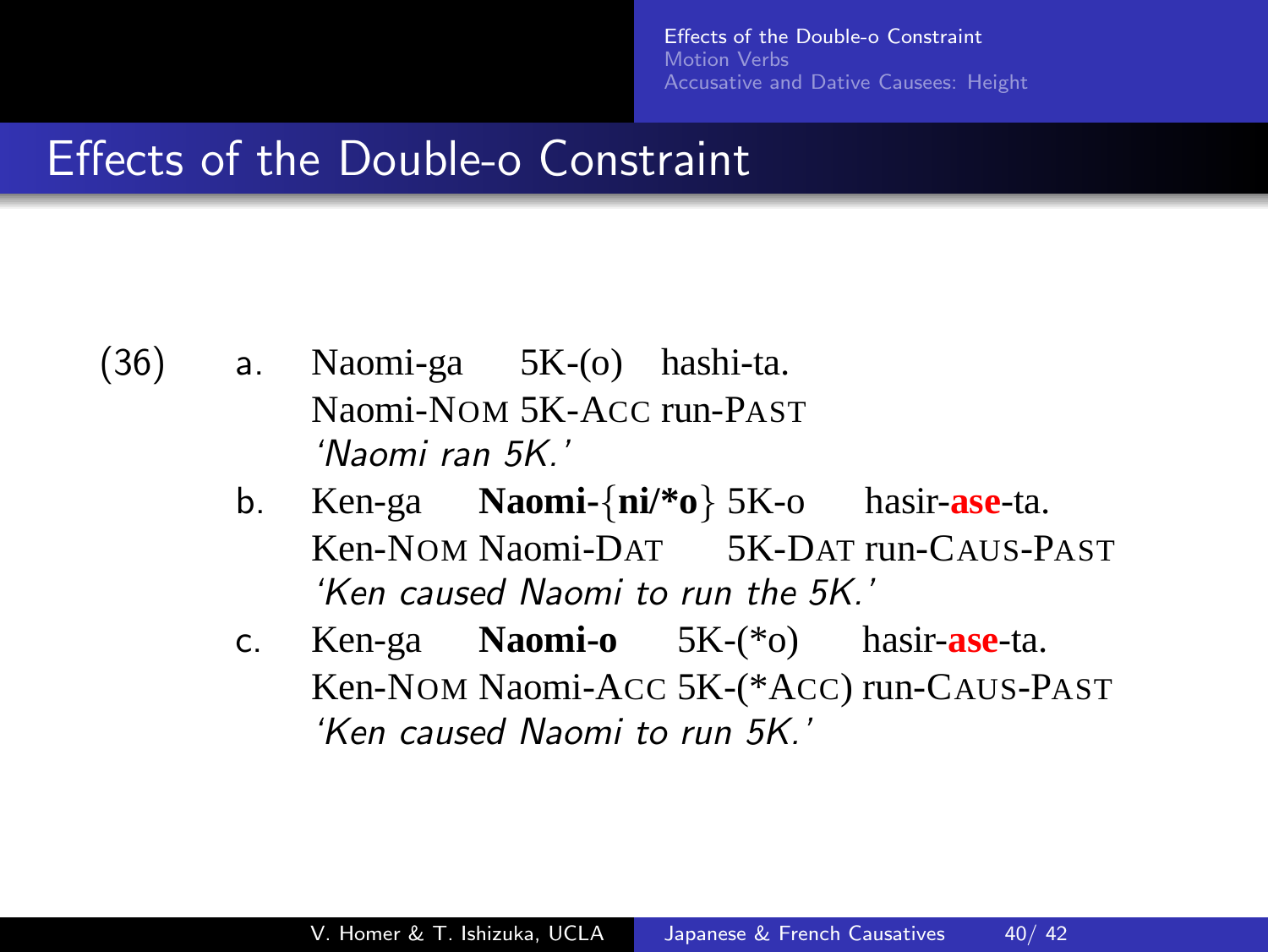# Effects of the Double-o Constraint

(36)

a. Naomi-ga 5K-(o) hashi-ta.
   Naomi-NOM 5K-ACC run-PAST
   *'Naomi ran 5K.'*

b. Ken-ga **Naomi-{ni/*o}** 5K-o hasir-**ase**-ta.
   Ken-NOM Naomi-DAT 5K-DAT run-CAUS-PAST
   *'Ken caused Naomi to run the 5K.'*

c. Ken-ga **Naomi-o** 5K-(*o) hasir-**ase**-ta.
   Ken-NOM Naomi-ACC 5K-(*ACC) run-CAUS-PAST
   *'Ken caused Naomi to run 5K.'*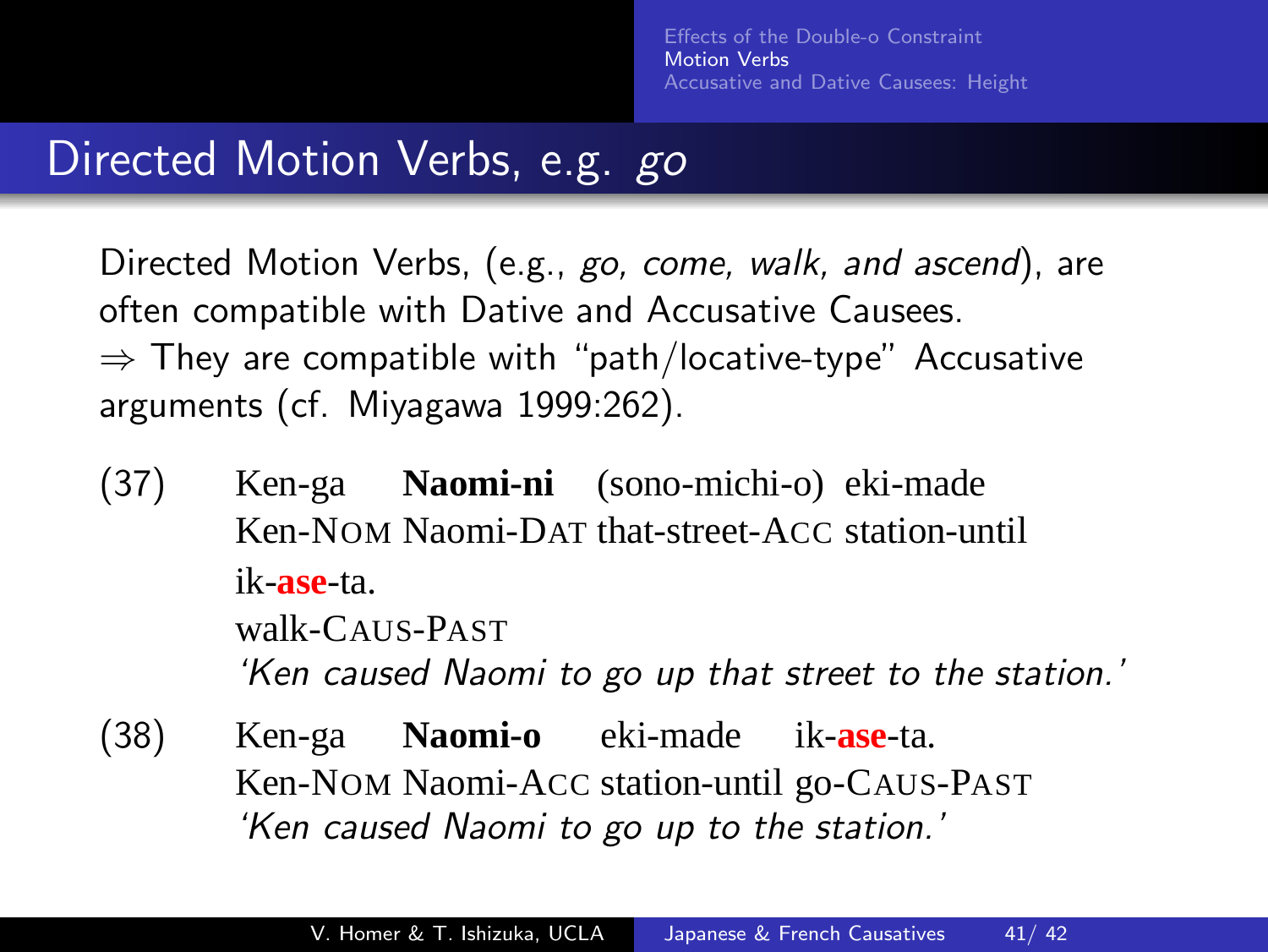## Directed Motion Verbs, e.g. *go*

Directed Motion Verbs, (e.g., *go, come, walk, and ascend*), are often compatible with Dative and Accusative Causees.
⇒ They are compatible with "path/locative-type" Accusative arguments (cf. Miyagawa 1999:262).

(37) Ken-ga **Naomi-ni** (sono-michi-o) eki-made
Ken-NOM Naomi-DAT that-street-ACC station-until
ik-**ase**-ta.
walk-CAUS-PAST
*'Ken caused Naomi to go up that street to the station.'*

(38) Ken-ga **Naomi-o** eki-made ik-**ase**-ta.
Ken-NOM Naomi-ACC station-until go-CAUS-PAST
*'Ken caused Naomi to go up to the station.'*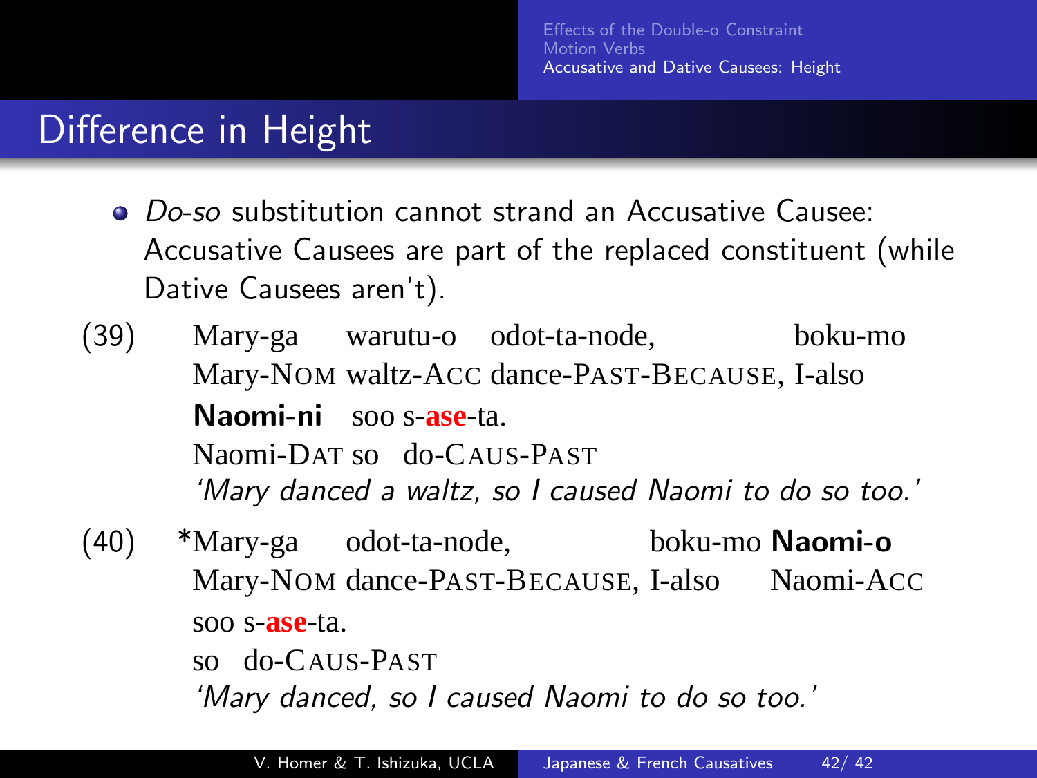## Difference in Height

- *Do-so* substitution cannot strand an Accusative Causee: Accusative Causees are part of the replaced constituent (while Dative Causees aren't).

(39) Mary-ga warutu-o odot-ta-node, boku-mo
Mary-NOM waltz-ACC dance-PAST-BECAUSE, I-also
**Naomi-ni** soo s-**ase**-ta.
Naomi-DAT so do-CAUS-PAST
*'Mary danced a waltz, so I caused Naomi to do so too.'*

(40) *Mary-ga odot-ta-node, boku-mo **Naomi-o**
Mary-NOM dance-PAST-BECAUSE, I-also Naomi-ACC
soo s-**ase**-ta.
so do-CAUS-PAST
*'Mary danced, so I caused Naomi to do so too.'*